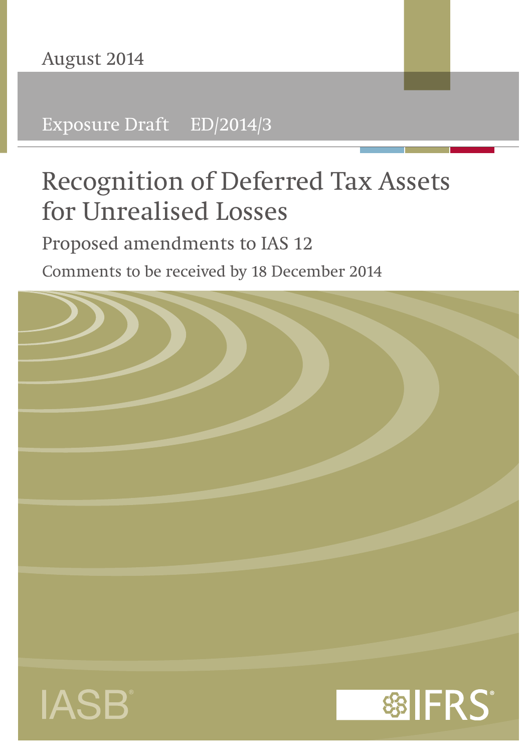August 2014

Exposure Draft ED/2014/3

# Recognition of Deferred Tax Assets for Unrealised Losses

## Proposed amendments to IAS 12

Comments to be received by 18 December 2014

IASB®

IFRS®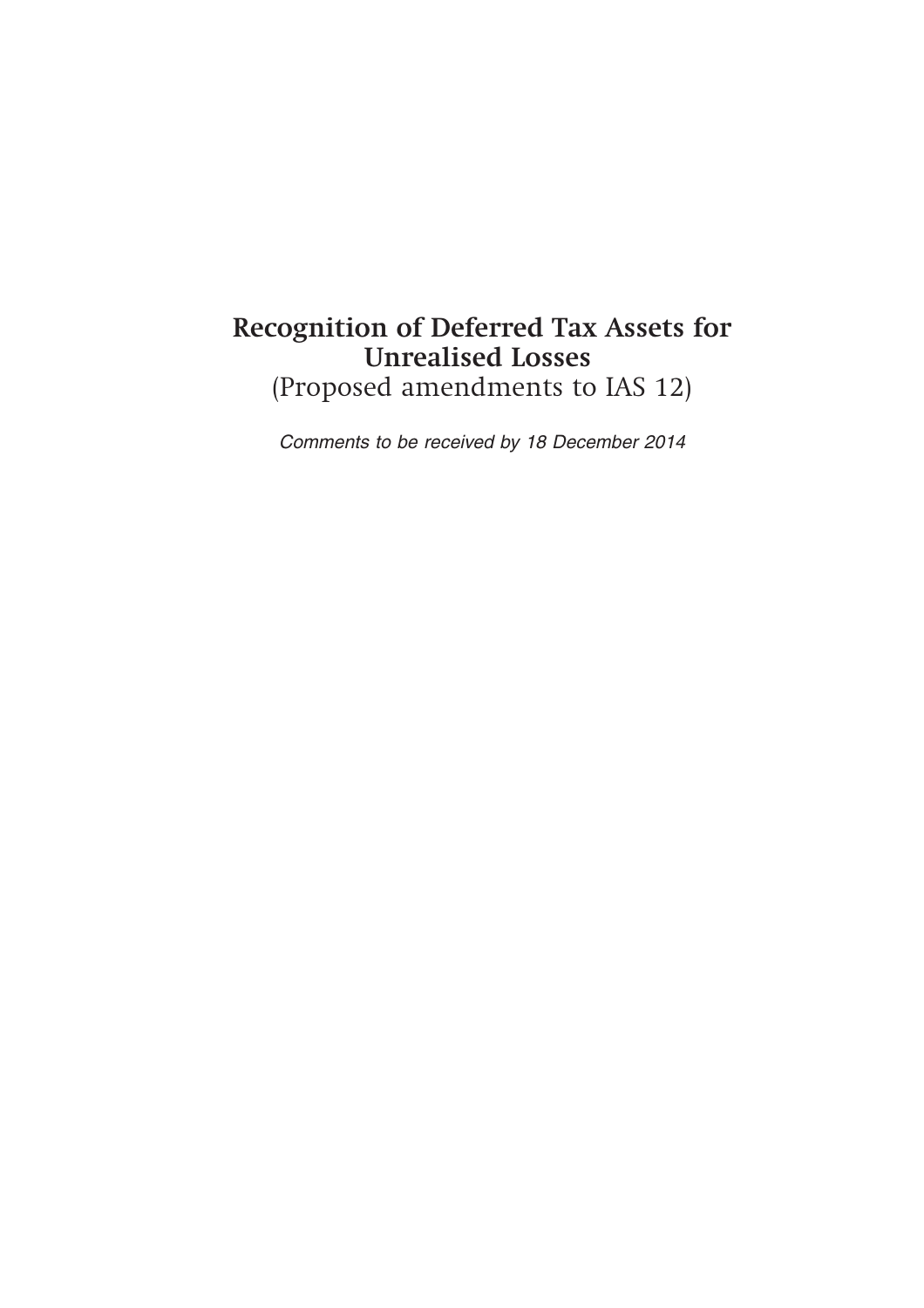# Recognition of Deferred Tax Assets for Unrealised Losses

(Proposed amendments to IAS 12)

*Comments to be received by 18 December 2014*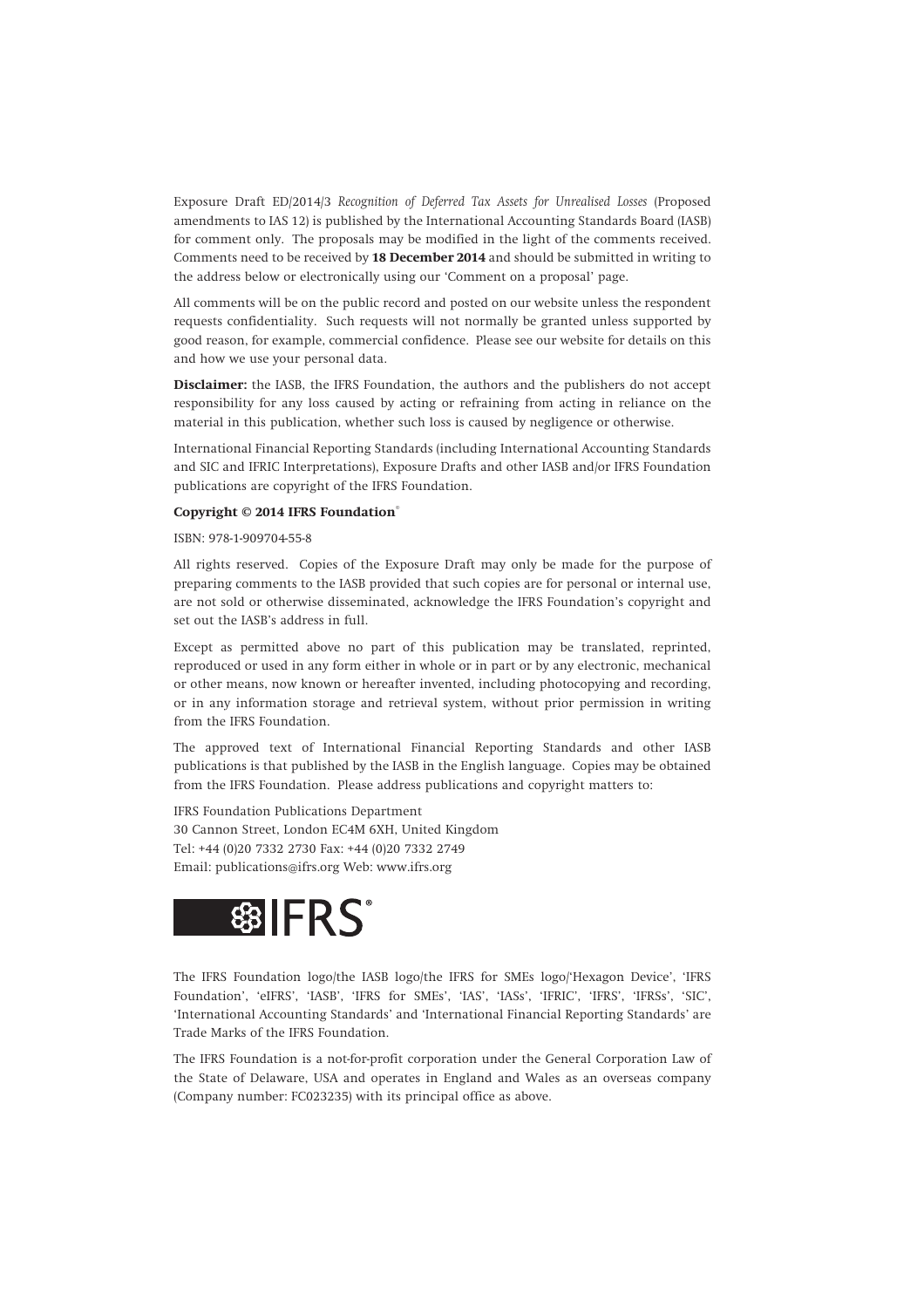Exposure Draft ED/2014/3 *Recognition of Deferred Tax Assets for Unrealised Losses* (Proposed amendments to IAS 12) is published by the International Accounting Standards Board (IASB) for comment only. The proposals may be modified in the light of the comments received. Comments need to be received by **18 December 2014** and should be submitted in writing to the address below or electronically using our 'Comment on a proposal' page.

All comments will be on the public record and posted on our website unless the respondent requests confidentiality. Such requests will not normally be granted unless supported by good reason, for example, commercial confidence. Please see our website for details on this and how we use your personal data.

**Disclaimer:** the IASB, the IFRS Foundation, the authors and the publishers do not accept responsibility for any loss caused by acting or refraining from acting in reliance on the material in this publication, whether such loss is caused by negligence or otherwise.

International Financial Reporting Standards (including International Accounting Standards and SIC and IFRIC Interpretations), Exposure Drafts and other IASB and/or IFRS Foundation publications are copyright of the IFRS Foundation.

**Copyright © 2014 IFRS Foundation®**

ISBN: 978-1-909704-55-8

All rights reserved. Copies of the Exposure Draft may only be made for the purpose of preparing comments to the IASB provided that such copies are for personal or internal use, are not sold or otherwise disseminated, acknowledge the IFRS Foundation's copyright and set out the IASB's address in full.

Except as permitted above no part of this publication may be translated, reprinted, reproduced or used in any form either in whole or in part or by any electronic, mechanical or other means, now known or hereafter invented, including photocopying and recording, or in any information storage and retrieval system, without prior permission in writing from the IFRS Foundation.

The approved text of International Financial Reporting Standards and other IASB publications is that published by the IASB in the English language. Copies may be obtained from the IFRS Foundation. Please address publications and copyright matters to:

IFRS Foundation Publications Department
30 Cannon Street, London EC4M 6XH, United Kingdom
Tel: +44 (0)20 7332 2730 Fax: +44 (0)20 7332 2749
Email: publications@ifrs.org Web: www.ifrs.org

IFRS®

The IFRS Foundation logo/the IASB logo/the IFRS for SMEs logo/'Hexagon Device', 'IFRS Foundation', 'eIFRS', 'IASB', 'IFRS for SMEs', 'IAS', 'IASs', 'IFRIC', 'IFRS', 'IFRSs', 'SIC', 'International Accounting Standards' and 'International Financial Reporting Standards' are Trade Marks of the IFRS Foundation.

The IFRS Foundation is a not-for-profit corporation under the General Corporation Law of the State of Delaware, USA and operates in England and Wales as an overseas company (Company number: FC023235) with its principal office as above.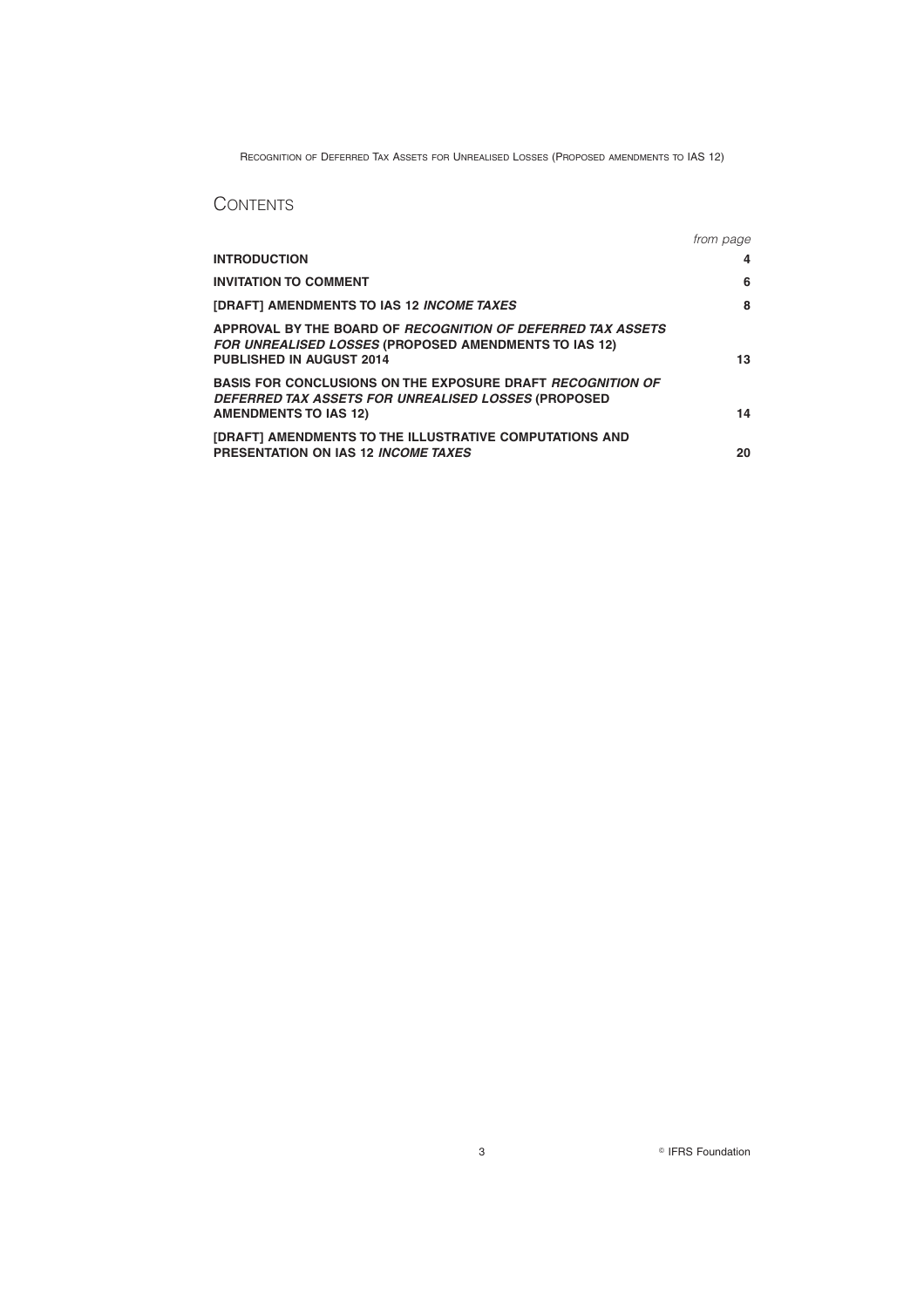## CONTENTS

| | *from page* |
|---|---|
| **INTRODUCTION** | **4** |
| **INVITATION TO COMMENT** | **6** |
| **[DRAFT] AMENDMENTS TO IAS 12 *INCOME TAXES*** | **8** |
| **APPROVAL BY THE BOARD OF *RECOGNITION OF DEFERRED TAX ASSETS FOR UNREALISED LOSSES* (PROPOSED AMENDMENTS TO IAS 12) PUBLISHED IN AUGUST 2014** | **13** |
| **BASIS FOR CONCLUSIONS ON THE EXPOSURE DRAFT *RECOGNITION OF DEFERRED TAX ASSETS FOR UNREALISED LOSSES* (PROPOSED AMENDMENTS TO IAS 12)** | **14** |
| **[DRAFT] AMENDMENTS TO THE ILLUSTRATIVE COMPUTATIONS AND PRESENTATION ON IAS 12 *INCOME TAXES*** | **20** |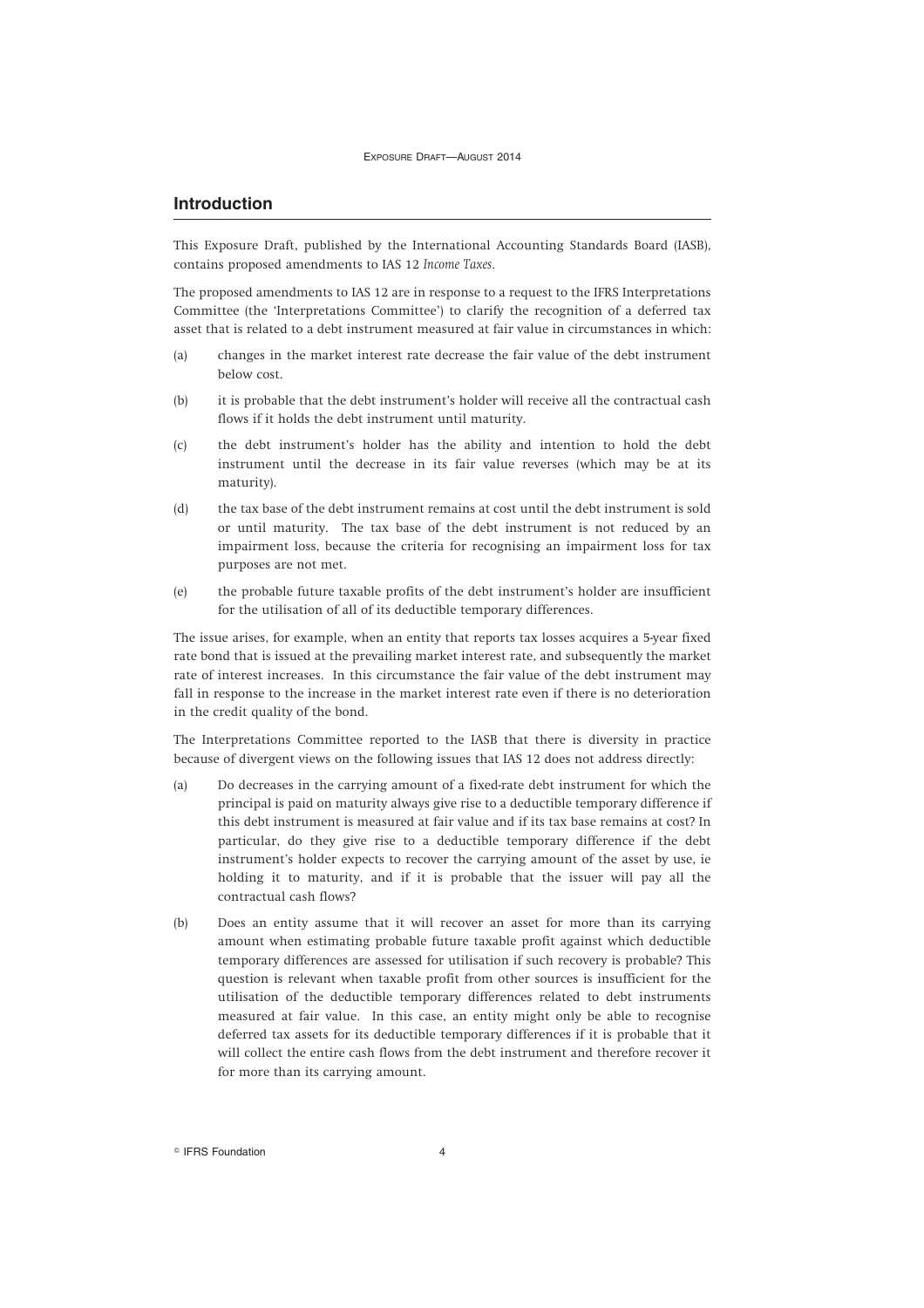## Introduction

This Exposure Draft, published by the International Accounting Standards Board (IASB), contains proposed amendments to IAS 12 *Income Taxes*.

The proposed amendments to IAS 12 are in response to a request to the IFRS Interpretations Committee (the 'Interpretations Committee') to clarify the recognition of a deferred tax asset that is related to a debt instrument measured at fair value in circumstances in which:

(a) changes in the market interest rate decrease the fair value of the debt instrument below cost.

(b) it is probable that the debt instrument's holder will receive all the contractual cash flows if it holds the debt instrument until maturity.

(c) the debt instrument's holder has the ability and intention to hold the debt instrument until the decrease in its fair value reverses (which may be at its maturity).

(d) the tax base of the debt instrument remains at cost until the debt instrument is sold or until maturity. The tax base of the debt instrument is not reduced by an impairment loss, because the criteria for recognising an impairment loss for tax purposes are not met.

(e) the probable future taxable profits of the debt instrument's holder are insufficient for the utilisation of all of its deductible temporary differences.

The issue arises, for example, when an entity that reports tax losses acquires a 5-year fixed rate bond that is issued at the prevailing market interest rate, and subsequently the market rate of interest increases. In this circumstance the fair value of the debt instrument may fall in response to the increase in the market interest rate even if there is no deterioration in the credit quality of the bond.

The Interpretations Committee reported to the IASB that there is diversity in practice because of divergent views on the following issues that IAS 12 does not address directly:

(a) Do decreases in the carrying amount of a fixed-rate debt instrument for which the principal is paid on maturity always give rise to a deductible temporary difference if this debt instrument is measured at fair value and if its tax base remains at cost? In particular, do they give rise to a deductible temporary difference if the debt instrument's holder expects to recover the carrying amount of the asset by use, ie holding it to maturity, and if it is probable that the issuer will pay all the contractual cash flows?

(b) Does an entity assume that it will recover an asset for more than its carrying amount when estimating probable future taxable profit against which deductible temporary differences are assessed for utilisation if such recovery is probable? This question is relevant when taxable profit from other sources is insufficient for the utilisation of the deductible temporary differences related to debt instruments measured at fair value. In this case, an entity might only be able to recognise deferred tax assets for its deductible temporary differences if it is probable that it will collect the entire cash flows from the debt instrument and therefore recover it for more than its carrying amount.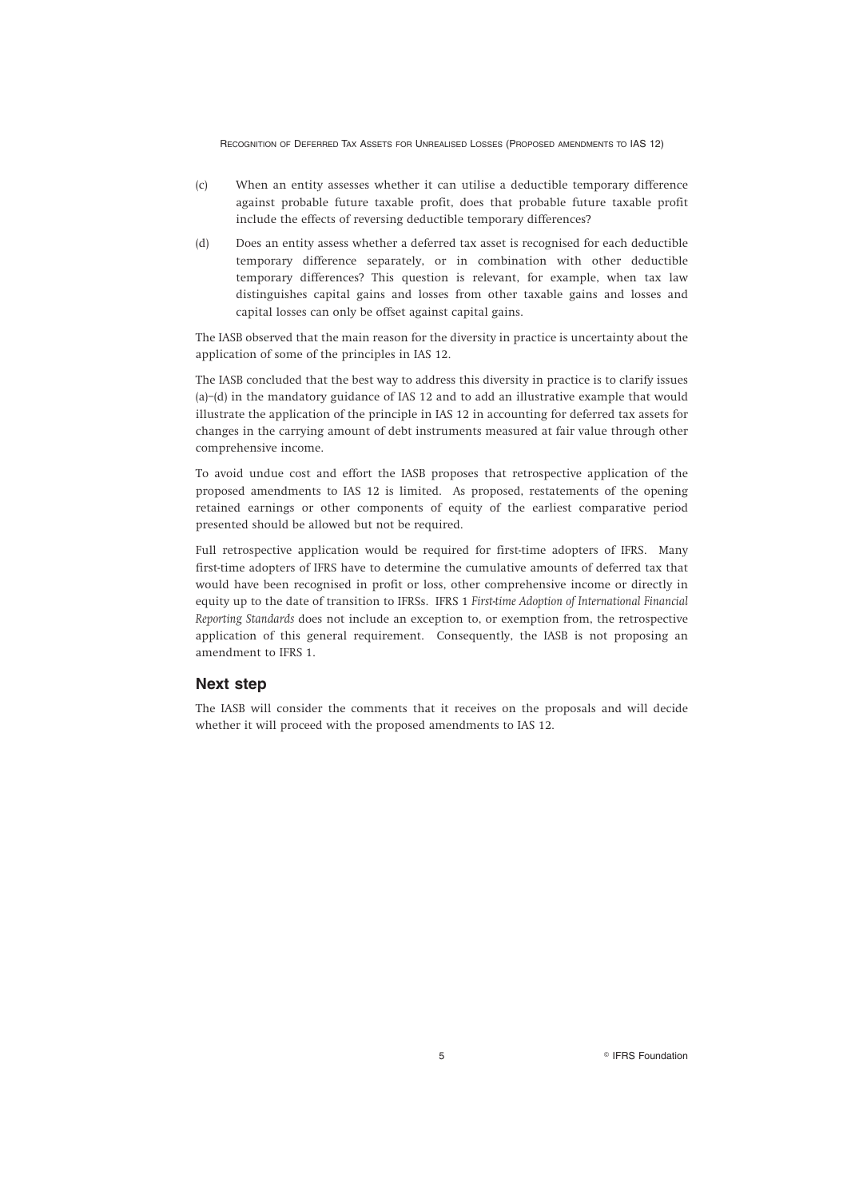(c) When an entity assesses whether it can utilise a deductible temporary difference against probable future taxable profit, does that probable future taxable profit include the effects of reversing deductible temporary differences?

(d) Does an entity assess whether a deferred tax asset is recognised for each deductible temporary difference separately, or in combination with other deductible temporary differences? This question is relevant, for example, when tax law distinguishes capital gains and losses from other taxable gains and losses and capital losses can only be offset against capital gains.

The IASB observed that the main reason for the diversity in practice is uncertainty about the application of some of the principles in IAS 12.

The IASB concluded that the best way to address this diversity in practice is to clarify issues (a)–(d) in the mandatory guidance of IAS 12 and to add an illustrative example that would illustrate the application of the principle in IAS 12 in accounting for deferred tax assets for changes in the carrying amount of debt instruments measured at fair value through other comprehensive income.

To avoid undue cost and effort the IASB proposes that retrospective application of the proposed amendments to IAS 12 is limited. As proposed, restatements of the opening retained earnings or other components of equity of the earliest comparative period presented should be allowed but not be required.

Full retrospective application would be required for first-time adopters of IFRS. Many first-time adopters of IFRS have to determine the cumulative amounts of deferred tax that would have been recognised in profit or loss, other comprehensive income or directly in equity up to the date of transition to IFRSs. IFRS 1 *First-time Adoption of International Financial Reporting Standards* does not include an exception to, or exemption from, the retrospective application of this general requirement. Consequently, the IASB is not proposing an amendment to IFRS 1.

## Next step

The IASB will consider the comments that it receives on the proposals and will decide whether it will proceed with the proposed amendments to IAS 12.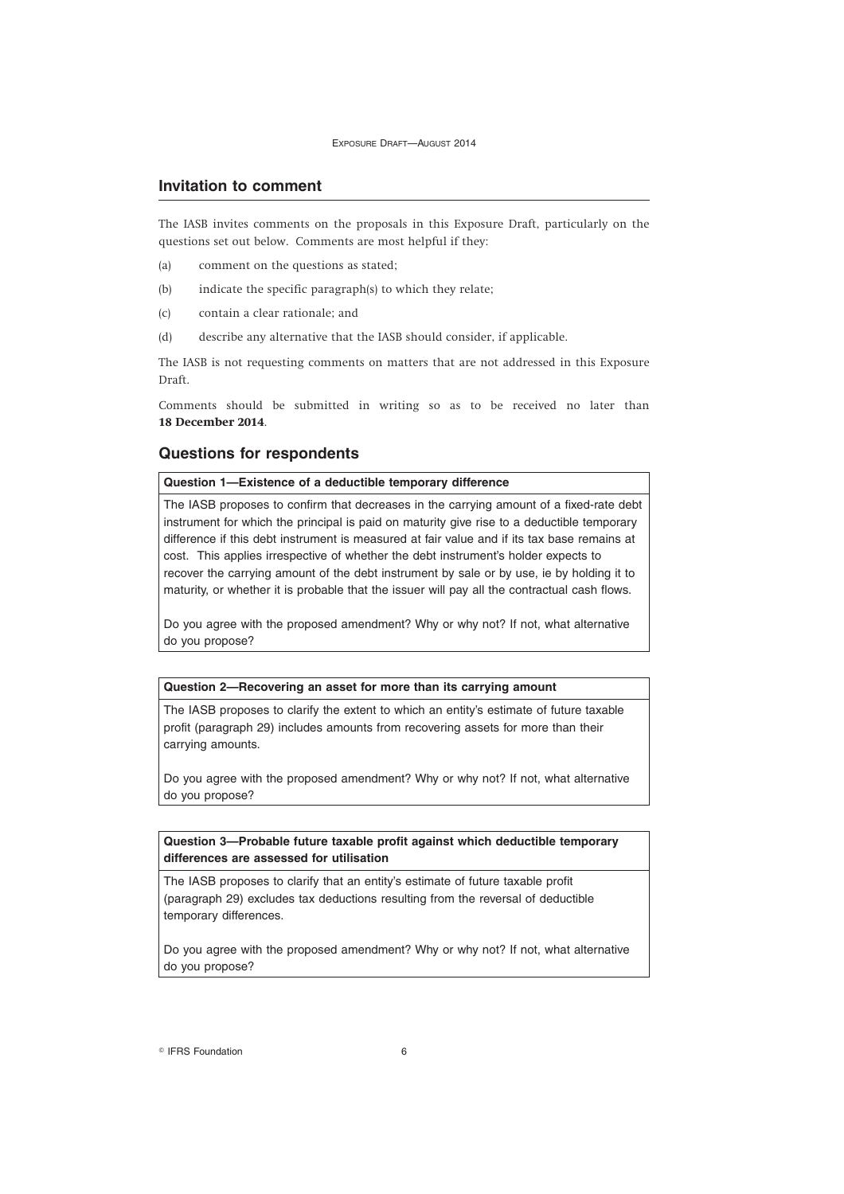## Invitation to comment

The IASB invites comments on the proposals in this Exposure Draft, particularly on the questions set out below. Comments are most helpful if they:

(a) comment on the questions as stated;

(b) indicate the specific paragraph(s) to which they relate;

(c) contain a clear rationale; and

(d) describe any alternative that the IASB should consider, if applicable.

The IASB is not requesting comments on matters that are not addressed in this Exposure Draft.

Comments should be submitted in writing so as to be received no later than **18 December 2014**.

## Questions for respondents

**Question 1—Existence of a deductible temporary difference**

The IASB proposes to confirm that decreases in the carrying amount of a fixed-rate debt instrument for which the principal is paid on maturity give rise to a deductible temporary difference if this debt instrument is measured at fair value and if its tax base remains at cost. This applies irrespective of whether the debt instrument's holder expects to recover the carrying amount of the debt instrument by sale or by use, ie by holding it to maturity, or whether it is probable that the issuer will pay all the contractual cash flows.

Do you agree with the proposed amendment? Why or why not? If not, what alternative do you propose?

**Question 2—Recovering an asset for more than its carrying amount**

The IASB proposes to clarify the extent to which an entity's estimate of future taxable profit (paragraph 29) includes amounts from recovering assets for more than their carrying amounts.

Do you agree with the proposed amendment? Why or why not? If not, what alternative do you propose?

**Question 3—Probable future taxable profit against which deductible temporary differences are assessed for utilisation**

The IASB proposes to clarify that an entity's estimate of future taxable profit (paragraph 29) excludes tax deductions resulting from the reversal of deductible temporary differences.

Do you agree with the proposed amendment? Why or why not? If not, what alternative do you propose?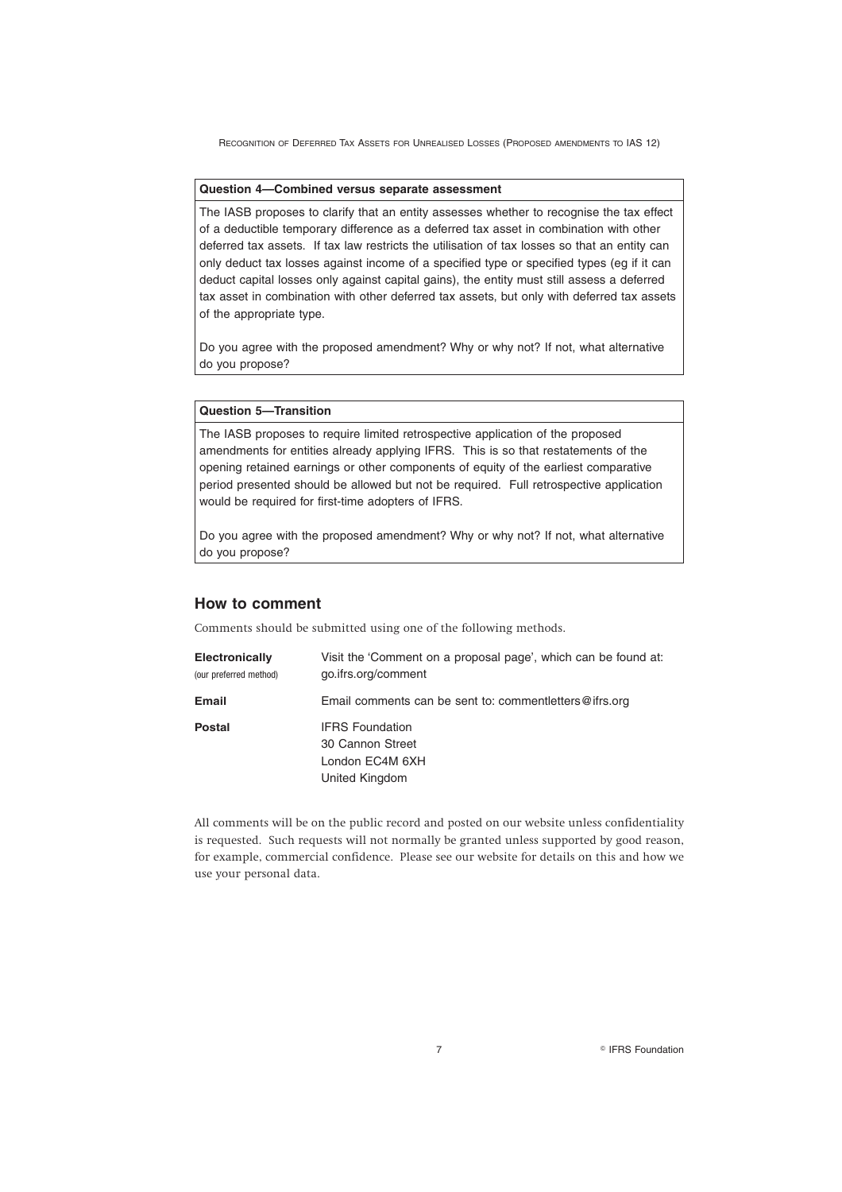**Question 4—Combined versus separate assessment**

The IASB proposes to clarify that an entity assesses whether to recognise the tax effect of a deductible temporary difference as a deferred tax asset in combination with other deferred tax assets. If tax law restricts the utilisation of tax losses so that an entity can only deduct tax losses against income of a specified type or specified types (eg if it can deduct capital losses only against capital gains), the entity must still assess a deferred tax asset in combination with other deferred tax assets, but only with deferred tax assets of the appropriate type.

Do you agree with the proposed amendment? Why or why not? If not, what alternative do you propose?

**Question 5—Transition**

The IASB proposes to require limited retrospective application of the proposed amendments for entities already applying IFRS. This is so that restatements of the opening retained earnings or other components of equity of the earliest comparative period presented should be allowed but not be required. Full retrospective application would be required for first-time adopters of IFRS.

Do you agree with the proposed amendment? Why or why not? If not, what alternative do you propose?

## How to comment

Comments should be submitted using one of the following methods.

| | |
|---|---|
| **Electronically** (our preferred method) | Visit the 'Comment on a proposal page', which can be found at: go.ifrs.org/comment |
| **Email** | Email comments can be sent to: commentletters@ifrs.org |
| **Postal** | IFRS Foundation<br>30 Cannon Street<br>London EC4M 6XH<br>United Kingdom |

All comments will be on the public record and posted on our website unless confidentiality is requested. Such requests will not normally be granted unless supported by good reason, for example, commercial confidence. Please see our website for details on this and how we use your personal data.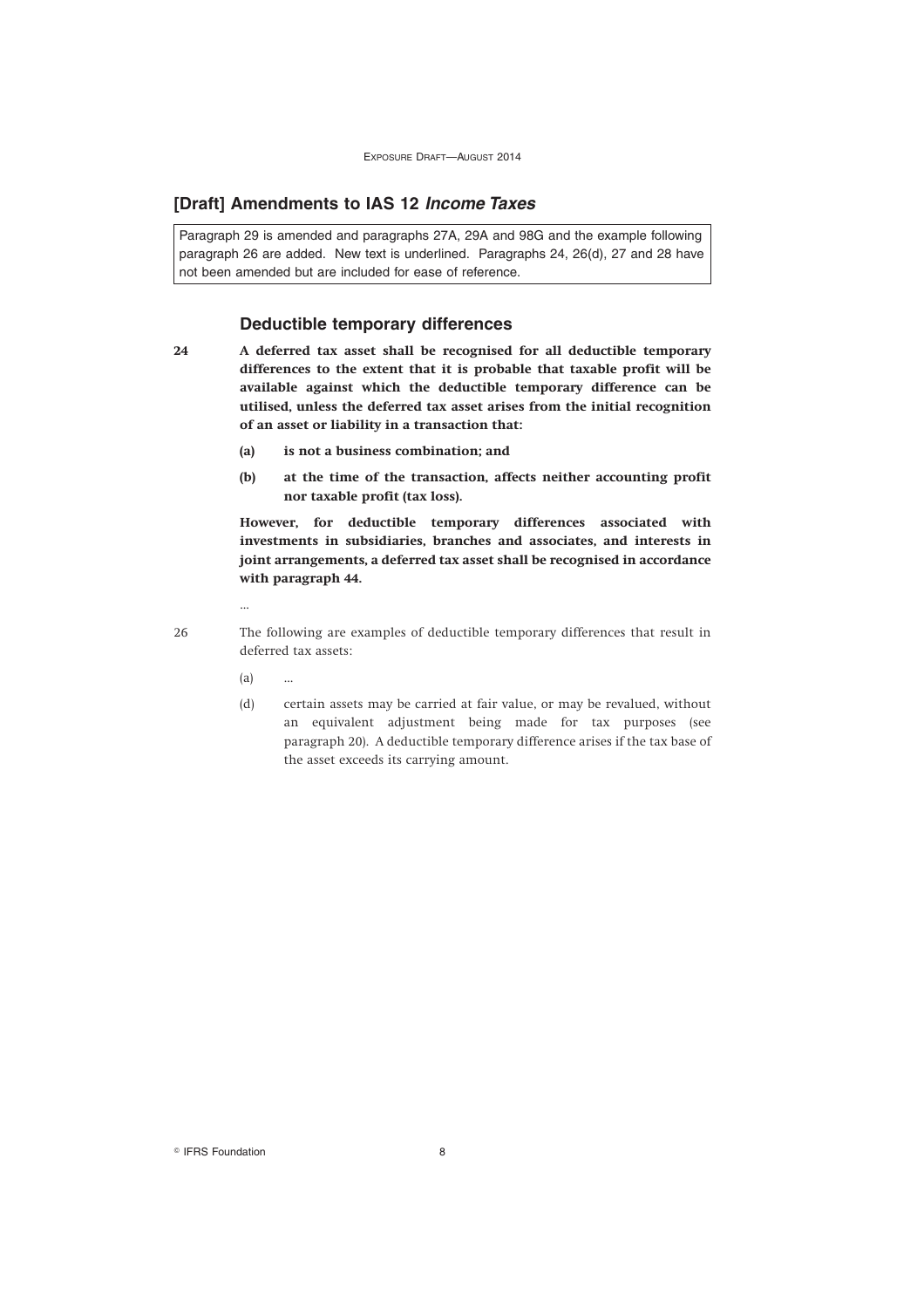## [Draft] Amendments to IAS 12 *Income Taxes*

Paragraph 29 is amended and paragraphs 27A, 29A and 98G and the example following paragraph 26 are added. New text is underlined. Paragraphs 24, 26(d), 27 and 28 have not been amended but are included for ease of reference.

### Deductible temporary differences

24 **A deferred tax asset shall be recognised for all deductible temporary differences to the extent that it is probable that taxable profit will be available against which the deductible temporary difference can be utilised, unless the deferred tax asset arises from the initial recognition of an asset or liability in a transaction that:**

**(a) is not a business combination; and**

**(b) at the time of the transaction, affects neither accounting profit nor taxable profit (tax loss).**

**However, for deductible temporary differences associated with investments in subsidiaries, branches and associates, and interests in joint arrangements, a deferred tax asset shall be recognised in accordance with paragraph 44.**

...

26 The following are examples of deductible temporary differences that result in deferred tax assets:

(a) ...

(d) certain assets may be carried at fair value, or may be revalued, without an equivalent adjustment being made for tax purposes (see paragraph 20). A deductible temporary difference arises if the tax base of the asset exceeds its carrying amount.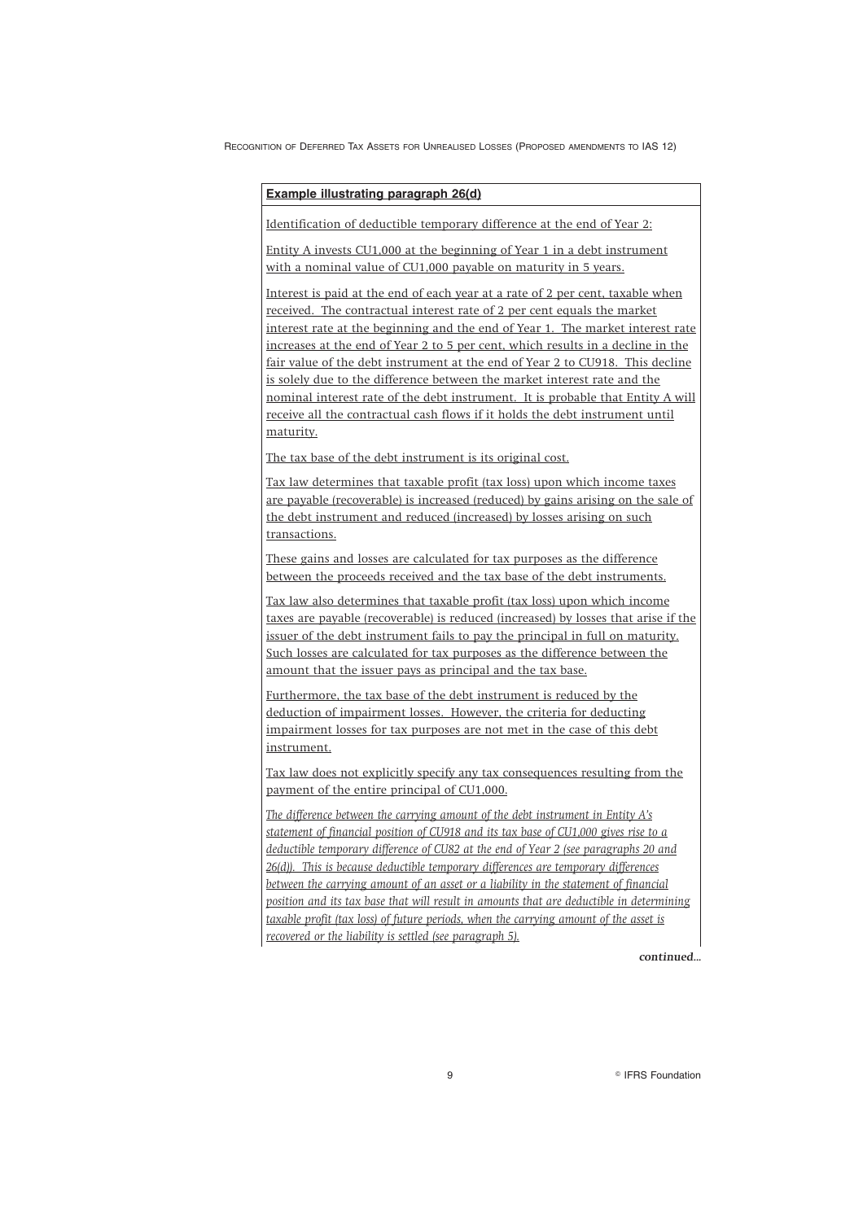**Example illustrating paragraph 26(d)**

Identification of deductible temporary difference at the end of Year 2:

Entity A invests CU1,000 at the beginning of Year 1 in a debt instrument with a nominal value of CU1,000 payable on maturity in 5 years.

Interest is paid at the end of each year at a rate of 2 per cent, taxable when received. The contractual interest rate of 2 per cent equals the market interest rate at the beginning and the end of Year 1. The market interest rate increases at the end of Year 2 to 5 per cent, which results in a decline in the fair value of the debt instrument at the end of Year 2 to CU918. This decline is solely due to the difference between the market interest rate and the nominal interest rate of the debt instrument. It is probable that Entity A will receive all the contractual cash flows if it holds the debt instrument until maturity.

The tax base of the debt instrument is its original cost.

Tax law determines that taxable profit (tax loss) upon which income taxes are payable (recoverable) is increased (reduced) by gains arising on the sale of the debt instrument and reduced (increased) by losses arising on such transactions.

These gains and losses are calculated for tax purposes as the difference between the proceeds received and the tax base of the debt instruments.

Tax law also determines that taxable profit (tax loss) upon which income taxes are payable (recoverable) is reduced (increased) by losses that arise if the issuer of the debt instrument fails to pay the principal in full on maturity. Such losses are calculated for tax purposes as the difference between the amount that the issuer pays as principal and the tax base.

Furthermore, the tax base of the debt instrument is reduced by the deduction of impairment losses. However, the criteria for deducting impairment losses for tax purposes are not met in the case of this debt instrument.

Tax law does not explicitly specify any tax consequences resulting from the payment of the entire principal of CU1,000.

*The difference between the carrying amount of the debt instrument in Entity A's statement of financial position of CU918 and its tax base of CU1,000 gives rise to a deductible temporary difference of CU82 at the end of Year 2 (see paragraphs 20 and 26(d)). This is because deductible temporary differences are temporary differences between the carrying amount of an asset or a liability in the statement of financial position and its tax base that will result in amounts that are deductible in determining taxable profit (tax loss) of future periods, when the carrying amount of the asset is recovered or the liability is settled (see paragraph 5).*

*continued...*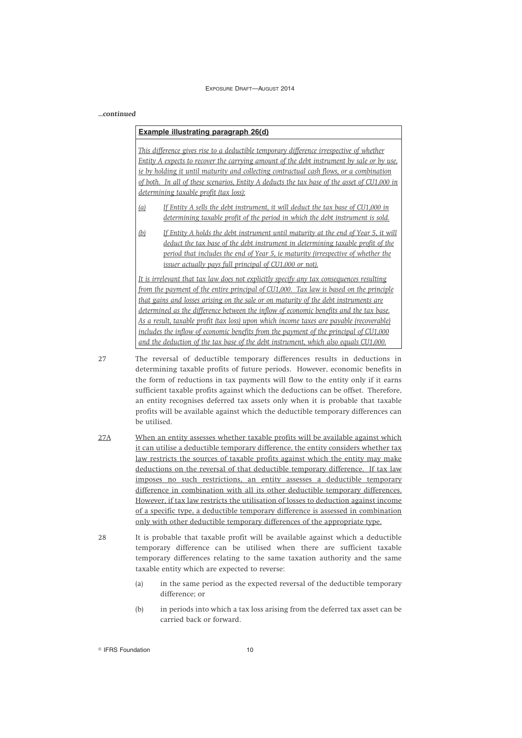*...continued*

**Example illustrating paragraph 26(d)**

*This difference gives rise to a deductible temporary difference irrespective of whether Entity A expects to recover the carrying amount of the debt instrument by sale or by use, ie by holding it until maturity and collecting contractual cash flows, or a combination of both. In all of these scenarios, Entity A deducts the tax base of the asset of CU1,000 in determining taxable profit (tax loss):*

*(a) If Entity A sells the debt instrument, it will deduct the tax base of CU1,000 in determining taxable profit of the period in which the debt instrument is sold.*

*(b) If Entity A holds the debt instrument until maturity at the end of Year 5, it will deduct the tax base of the debt instrument in determining taxable profit of the period that includes the end of Year 5, ie maturity (irrespective of whether the issuer actually pays full principal of CU1,000 or not).*

*It is irrelevant that tax law does not explicitly specify any tax consequences resulting from the payment of the entire principal of CU1,000. Tax law is based on the principle that gains and losses arising on the sale or on maturity of the debt instruments are determined as the difference between the inflow of economic benefits and the tax base. As a result, taxable profit (tax loss) upon which income taxes are payable (recoverable) includes the inflow of economic benefits from the payment of the principal of CU1,000 and the deduction of the tax base of the debt instrument, which also equals CU1,000.*

27 The reversal of deductible temporary differences results in deductions in determining taxable profits of future periods. However, economic benefits in the form of reductions in tax payments will flow to the entity only if it earns sufficient taxable profits against which the deductions can be offset. Therefore, an entity recognises deferred tax assets only when it is probable that taxable profits will be available against which the deductible temporary differences can be utilised.

27A When an entity assesses whether taxable profits will be available against which it can utilise a deductible temporary difference, the entity considers whether tax law restricts the sources of taxable profits against which the entity may make deductions on the reversal of that deductible temporary difference. If tax law imposes no such restrictions, an entity assesses a deductible temporary difference in combination with all its other deductible temporary differences. However, if tax law restricts the utilisation of losses to deduction against income of a specific type, a deductible temporary difference is assessed in combination only with other deductible temporary differences of the appropriate type.

28 It is probable that taxable profit will be available against which a deductible temporary difference can be utilised when there are sufficient taxable temporary differences relating to the same taxation authority and the same taxable entity which are expected to reverse:

(a) in the same period as the expected reversal of the deductible temporary difference; or

(b) in periods into which a tax loss arising from the deferred tax asset can be carried back or forward.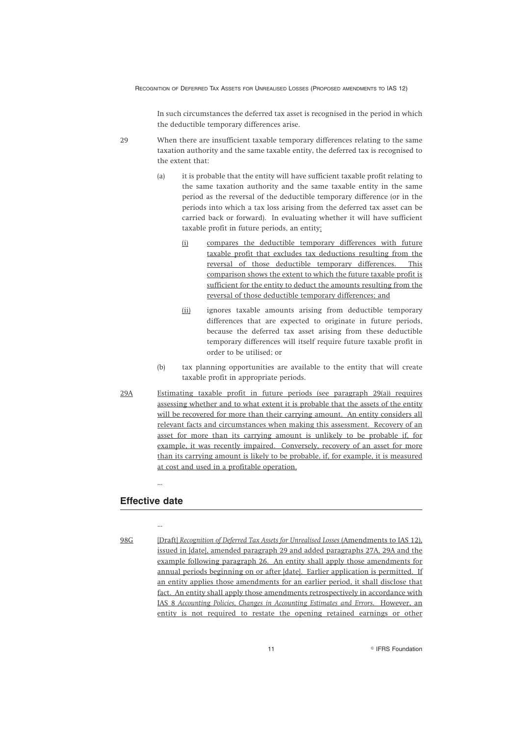In such circumstances the deferred tax asset is recognised in the period in which the deductible temporary differences arise.

29 When there are insufficient taxable temporary differences relating to the same taxation authority and the same taxable entity, the deferred tax is recognised to the extent that:

(a) it is probable that the entity will have sufficient taxable profit relating to the same taxation authority and the same taxable entity in the same period as the reversal of the deductible temporary difference (or in the periods into which a tax loss arising from the deferred tax asset can be carried back or forward). In evaluating whether it will have sufficient taxable profit in future periods, an entity:

(i) compares the deductible temporary differences with future taxable profit that excludes tax deductions resulting from the reversal of those deductible temporary differences. This comparison shows the extent to which the future taxable profit is sufficient for the entity to deduct the amounts resulting from the reversal of those deductible temporary differences; and

(ii) ignores taxable amounts arising from deductible temporary differences that are expected to originate in future periods, because the deferred tax asset arising from these deductible temporary differences will itself require future taxable profit in order to be utilised; or

(b) tax planning opportunities are available to the entity that will create taxable profit in appropriate periods.

29A Estimating taxable profit in future periods (see paragraph 29(a)) requires assessing whether and to what extent it is probable that the assets of the entity will be recovered for more than their carrying amount. An entity considers all relevant facts and circumstances when making this assessment. Recovery of an asset for more than its carrying amount is unlikely to be probable if, for example, it was recently impaired. Conversely, recovery of an asset for more than its carrying amount is likely to be probable, if, for example, it is measured at cost and used in a profitable operation.

...

## Effective date

...

98G [Draft] *Recognition of Deferred Tax Assets for Unrealised Losses* (Amendments to IAS 12), issued in [date], amended paragraph 29 and added paragraphs 27A, 29A and the example following paragraph 26. An entity shall apply those amendments for annual periods beginning on or after [date]. Earlier application is permitted. If an entity applies those amendments for an earlier period, it shall disclose that fact. An entity shall apply those amendments retrospectively in accordance with IAS 8 *Accounting Policies, Changes in Accounting Estimates and Errors*. However, an entity is not required to restate the opening retained earnings or other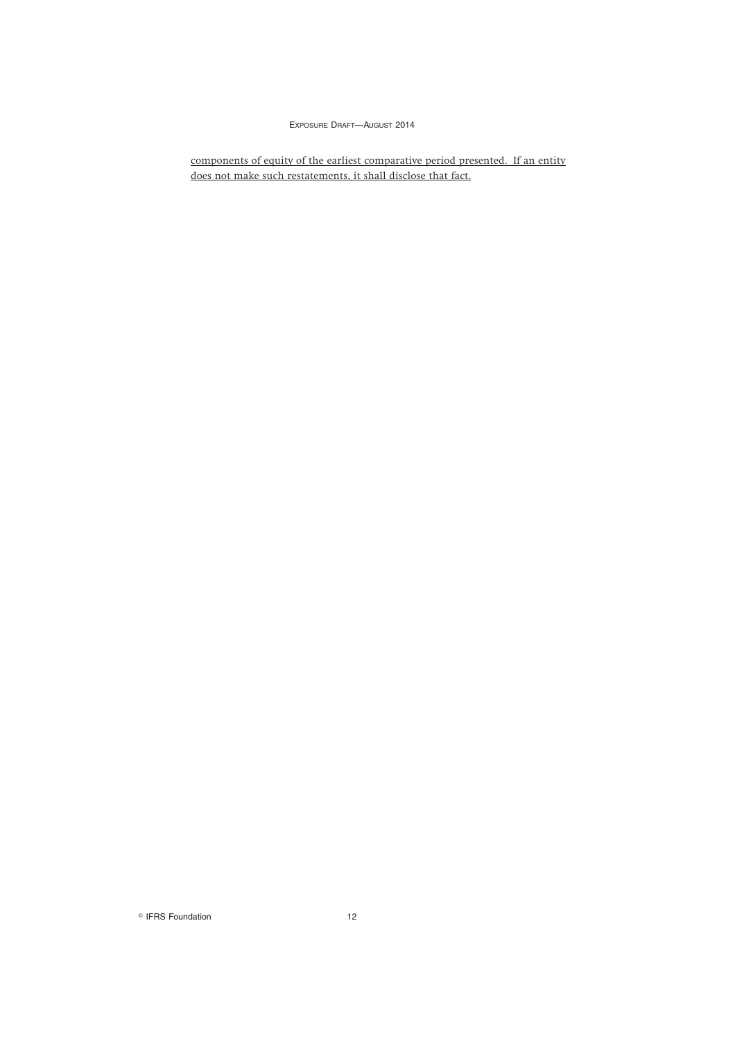components of equity of the earliest comparative period presented. If an entity does not make such restatements, it shall disclose that fact.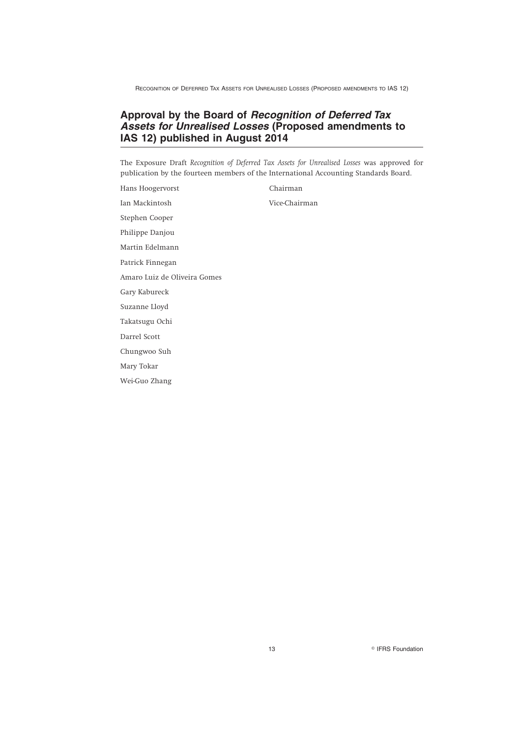## Approval by the Board of *Recognition of Deferred Tax Assets for Unrealised Losses* (Proposed amendments to IAS 12) published in August 2014

The Exposure Draft *Recognition of Deferred Tax Assets for Unrealised Losses* was approved for publication by the fourteen members of the International Accounting Standards Board.

| | |
|---|---|
| Hans Hoogervorst | Chairman |
| Ian Mackintosh | Vice-Chairman |
| Stephen Cooper | |
| Philippe Danjou | |
| Martin Edelmann | |
| Patrick Finnegan | |
| Amaro Luiz de Oliveira Gomes | |
| Gary Kabureck | |
| Suzanne Lloyd | |
| Takatsugu Ochi | |
| Darrel Scott | |
| Chungwoo Suh | |
| Mary Tokar | |
| Wei-Guo Zhang | |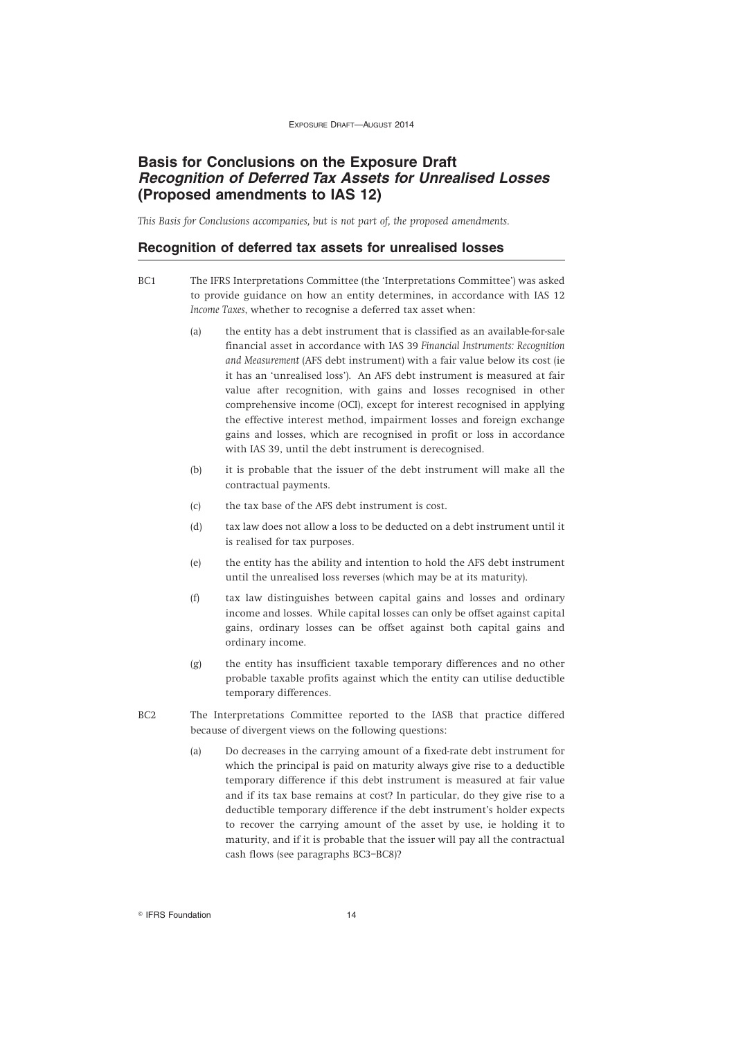## Basis for Conclusions on the Exposure Draft *Recognition of Deferred Tax Assets for Unrealised Losses* (Proposed amendments to IAS 12)

*This Basis for Conclusions accompanies, but is not part of, the proposed amendments.*

### Recognition of deferred tax assets for unrealised losses

BC1 The IFRS Interpretations Committee (the 'Interpretations Committee') was asked to provide guidance on how an entity determines, in accordance with IAS 12 *Income Taxes*, whether to recognise a deferred tax asset when:

(a) the entity has a debt instrument that is classified as an available-for-sale financial asset in accordance with IAS 39 *Financial Instruments: Recognition and Measurement* (AFS debt instrument) with a fair value below its cost (ie it has an 'unrealised loss'). An AFS debt instrument is measured at fair value after recognition, with gains and losses recognised in other comprehensive income (OCI), except for interest recognised in applying the effective interest method, impairment losses and foreign exchange gains and losses, which are recognised in profit or loss in accordance with IAS 39, until the debt instrument is derecognised.

(b) it is probable that the issuer of the debt instrument will make all the contractual payments.

(c) the tax base of the AFS debt instrument is cost.

(d) tax law does not allow a loss to be deducted on a debt instrument until it is realised for tax purposes.

(e) the entity has the ability and intention to hold the AFS debt instrument until the unrealised loss reverses (which may be at its maturity).

(f) tax law distinguishes between capital gains and losses and ordinary income and losses. While capital losses can only be offset against capital gains, ordinary losses can be offset against both capital gains and ordinary income.

(g) the entity has insufficient taxable temporary differences and no other probable taxable profits against which the entity can utilise deductible temporary differences.

BC2 The Interpretations Committee reported to the IASB that practice differed because of divergent views on the following questions:

(a) Do decreases in the carrying amount of a fixed-rate debt instrument for which the principal is paid on maturity always give rise to a deductible temporary difference if this debt instrument is measured at fair value and if its tax base remains at cost? In particular, do they give rise to a deductible temporary difference if the debt instrument's holder expects to recover the carrying amount of the asset by use, ie holding it to maturity, and if it is probable that the issuer will pay all the contractual cash flows (see paragraphs BC3–BC8)?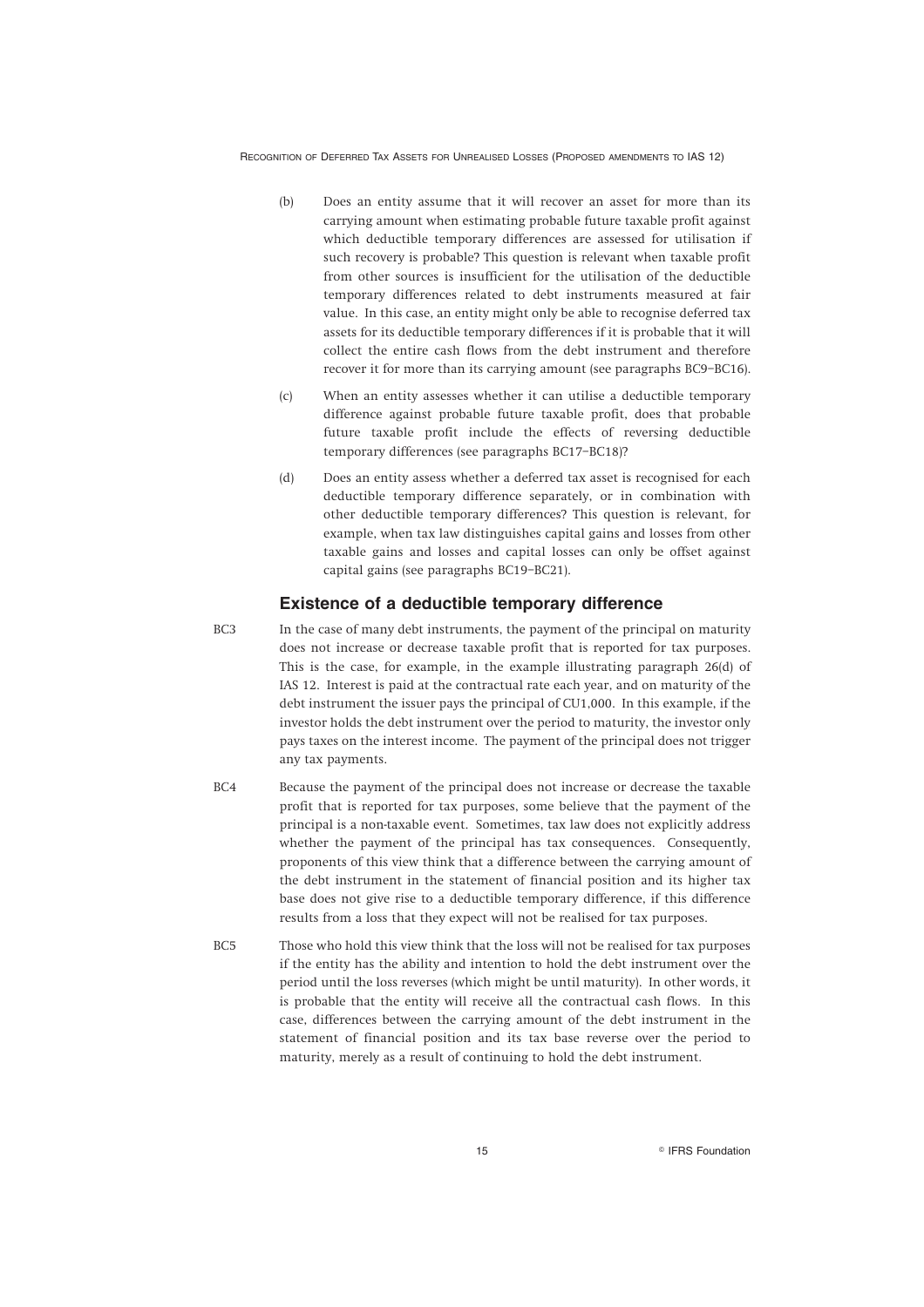(b) Does an entity assume that it will recover an asset for more than its carrying amount when estimating probable future taxable profit against which deductible temporary differences are assessed for utilisation if such recovery is probable? This question is relevant when taxable profit from other sources is insufficient for the utilisation of the deductible temporary differences related to debt instruments measured at fair value. In this case, an entity might only be able to recognise deferred tax assets for its deductible temporary differences if it is probable that it will collect the entire cash flows from the debt instrument and therefore recover it for more than its carrying amount (see paragraphs BC9–BC16).

(c) When an entity assesses whether it can utilise a deductible temporary difference against probable future taxable profit, does that probable future taxable profit include the effects of reversing deductible temporary differences (see paragraphs BC17–BC18)?

(d) Does an entity assess whether a deferred tax asset is recognised for each deductible temporary difference separately, or in combination with other deductible temporary differences? This question is relevant, for example, when tax law distinguishes capital gains and losses from other taxable gains and losses and capital losses can only be offset against capital gains (see paragraphs BC19–BC21).

## Existence of a deductible temporary difference

BC3 In the case of many debt instruments, the payment of the principal on maturity does not increase or decrease taxable profit that is reported for tax purposes. This is the case, for example, in the example illustrating paragraph 26(d) of IAS 12. Interest is paid at the contractual rate each year, and on maturity of the debt instrument the issuer pays the principal of CU1,000. In this example, if the investor holds the debt instrument over the period to maturity, the investor only pays taxes on the interest income. The payment of the principal does not trigger any tax payments.

BC4 Because the payment of the principal does not increase or decrease the taxable profit that is reported for tax purposes, some believe that the payment of the principal is a non-taxable event. Sometimes, tax law does not explicitly address whether the payment of the principal has tax consequences. Consequently, proponents of this view think that a difference between the carrying amount of the debt instrument in the statement of financial position and its higher tax base does not give rise to a deductible temporary difference, if this difference results from a loss that they expect will not be realised for tax purposes.

BC5 Those who hold this view think that the loss will not be realised for tax purposes if the entity has the ability and intention to hold the debt instrument over the period until the loss reverses (which might be until maturity). In other words, it is probable that the entity will receive all the contractual cash flows. In this case, differences between the carrying amount of the debt instrument in the statement of financial position and its tax base reverse over the period to maturity, merely as a result of continuing to hold the debt instrument.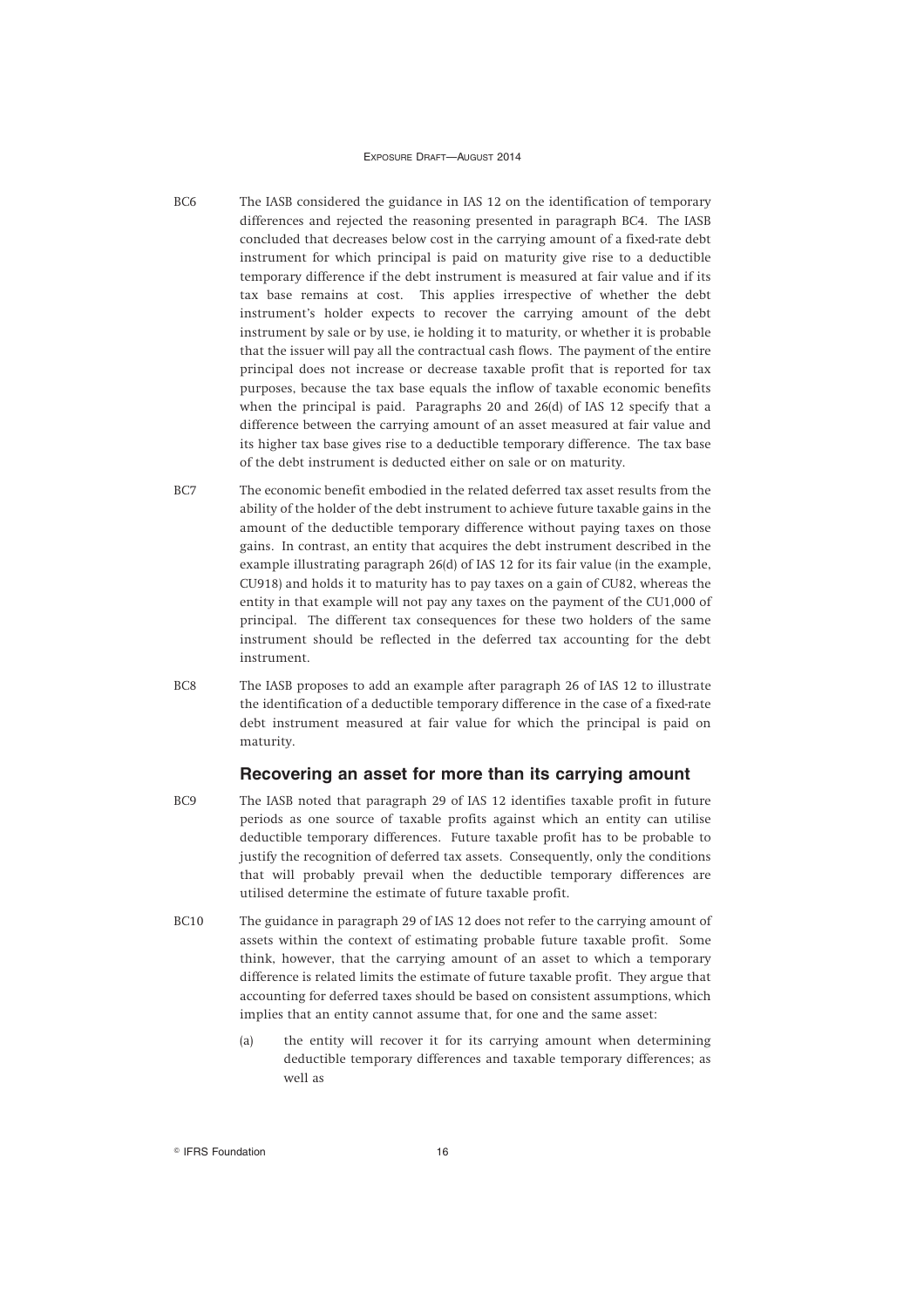BC6 The IASB considered the guidance in IAS 12 on the identification of temporary differences and rejected the reasoning presented in paragraph BC4. The IASB concluded that decreases below cost in the carrying amount of a fixed-rate debt instrument for which principal is paid on maturity give rise to a deductible temporary difference if the debt instrument is measured at fair value and if its tax base remains at cost. This applies irrespective of whether the debt instrument's holder expects to recover the carrying amount of the debt instrument by sale or by use, ie holding it to maturity, or whether it is probable that the issuer will pay all the contractual cash flows. The payment of the entire principal does not increase or decrease taxable profit that is reported for tax purposes, because the tax base equals the inflow of taxable economic benefits when the principal is paid. Paragraphs 20 and 26(d) of IAS 12 specify that a difference between the carrying amount of an asset measured at fair value and its higher tax base gives rise to a deductible temporary difference. The tax base of the debt instrument is deducted either on sale or on maturity.

BC7 The economic benefit embodied in the related deferred tax asset results from the ability of the holder of the debt instrument to achieve future taxable gains in the amount of the deductible temporary difference without paying taxes on those gains. In contrast, an entity that acquires the debt instrument described in the example illustrating paragraph 26(d) of IAS 12 for its fair value (in the example, CU918) and holds it to maturity has to pay taxes on a gain of CU82, whereas the entity in that example will not pay any taxes on the payment of the CU1,000 of principal. The different tax consequences for these two holders of the same instrument should be reflected in the deferred tax accounting for the debt instrument.

BC8 The IASB proposes to add an example after paragraph 26 of IAS 12 to illustrate the identification of a deductible temporary difference in the case of a fixed-rate debt instrument measured at fair value for which the principal is paid on maturity.

## Recovering an asset for more than its carrying amount

BC9 The IASB noted that paragraph 29 of IAS 12 identifies taxable profit in future periods as one source of taxable profits against which an entity can utilise deductible temporary differences. Future taxable profit has to be probable to justify the recognition of deferred tax assets. Consequently, only the conditions that will probably prevail when the deductible temporary differences are utilised determine the estimate of future taxable profit.

BC10 The guidance in paragraph 29 of IAS 12 does not refer to the carrying amount of assets within the context of estimating probable future taxable profit. Some think, however, that the carrying amount of an asset to which a temporary difference is related limits the estimate of future taxable profit. They argue that accounting for deferred taxes should be based on consistent assumptions, which implies that an entity cannot assume that, for one and the same asset:

(a) the entity will recover it for its carrying amount when determining deductible temporary differences and taxable temporary differences; as well as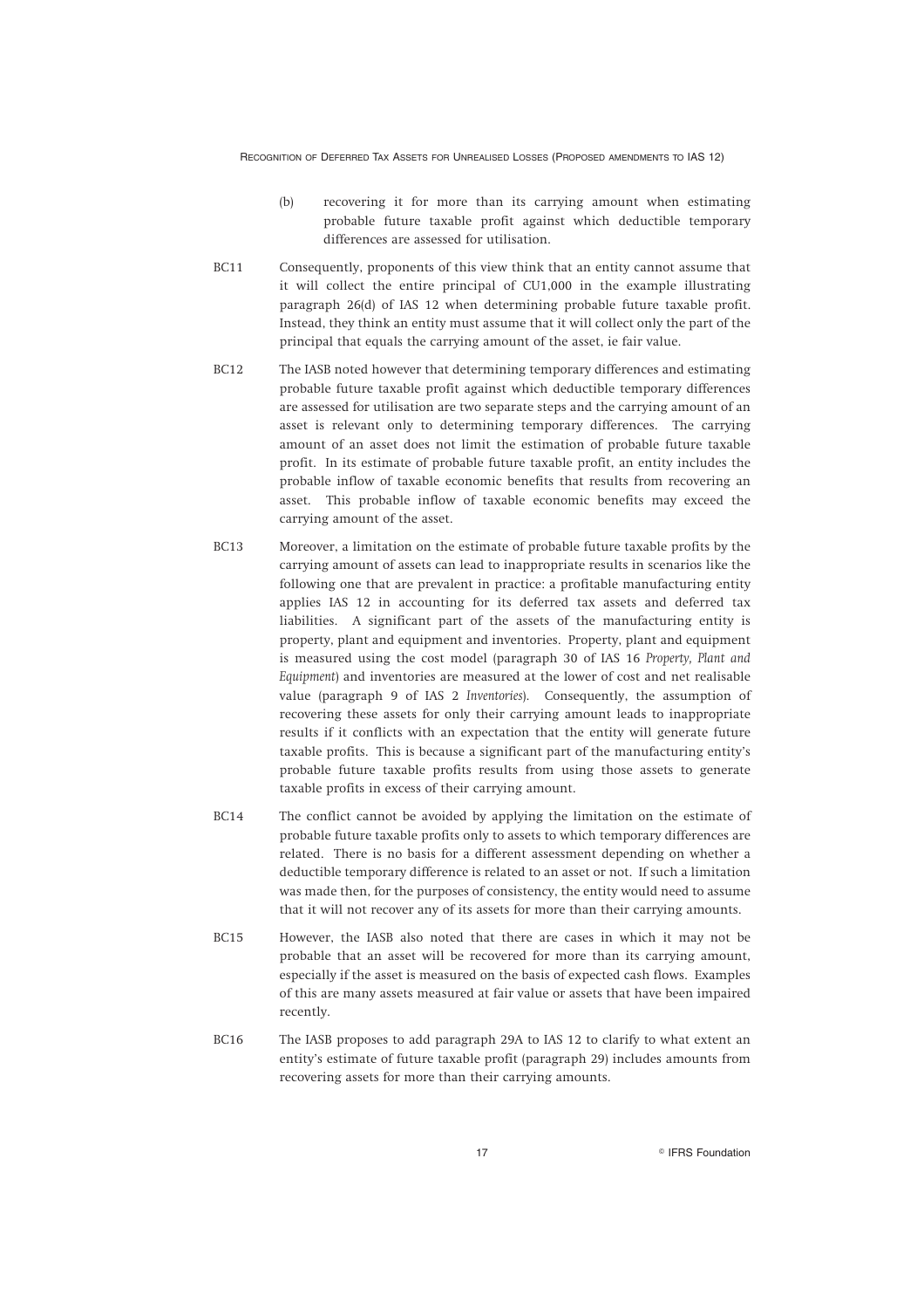(b) recovering it for more than its carrying amount when estimating probable future taxable profit against which deductible temporary differences are assessed for utilisation.

BC11 Consequently, proponents of this view think that an entity cannot assume that it will collect the entire principal of CU1,000 in the example illustrating paragraph 26(d) of IAS 12 when determining probable future taxable profit. Instead, they think an entity must assume that it will collect only the part of the principal that equals the carrying amount of the asset, ie fair value.

BC12 The IASB noted however that determining temporary differences and estimating probable future taxable profit against which deductible temporary differences are assessed for utilisation are two separate steps and the carrying amount of an asset is relevant only to determining temporary differences. The carrying amount of an asset does not limit the estimation of probable future taxable profit. In its estimate of probable future taxable profit, an entity includes the probable inflow of taxable economic benefits that results from recovering an asset. This probable inflow of taxable economic benefits may exceed the carrying amount of the asset.

BC13 Moreover, a limitation on the estimate of probable future taxable profits by the carrying amount of assets can lead to inappropriate results in scenarios like the following one that are prevalent in practice: a profitable manufacturing entity applies IAS 12 in accounting for its deferred tax assets and deferred tax liabilities. A significant part of the assets of the manufacturing entity is property, plant and equipment and inventories. Property, plant and equipment is measured using the cost model (paragraph 30 of IAS 16 *Property, Plant and Equipment*) and inventories are measured at the lower of cost and net realisable value (paragraph 9 of IAS 2 *Inventories*). Consequently, the assumption of recovering these assets for only their carrying amount leads to inappropriate results if it conflicts with an expectation that the entity will generate future taxable profits. This is because a significant part of the manufacturing entity's probable future taxable profits results from using those assets to generate taxable profits in excess of their carrying amount.

BC14 The conflict cannot be avoided by applying the limitation on the estimate of probable future taxable profits only to assets to which temporary differences are related. There is no basis for a different assessment depending on whether a deductible temporary difference is related to an asset or not. If such a limitation was made then, for the purposes of consistency, the entity would need to assume that it will not recover any of its assets for more than their carrying amounts.

BC15 However, the IASB also noted that there are cases in which it may not be probable that an asset will be recovered for more than its carrying amount, especially if the asset is measured on the basis of expected cash flows. Examples of this are many assets measured at fair value or assets that have been impaired recently.

BC16 The IASB proposes to add paragraph 29A to IAS 12 to clarify to what extent an entity's estimate of future taxable profit (paragraph 29) includes amounts from recovering assets for more than their carrying amounts.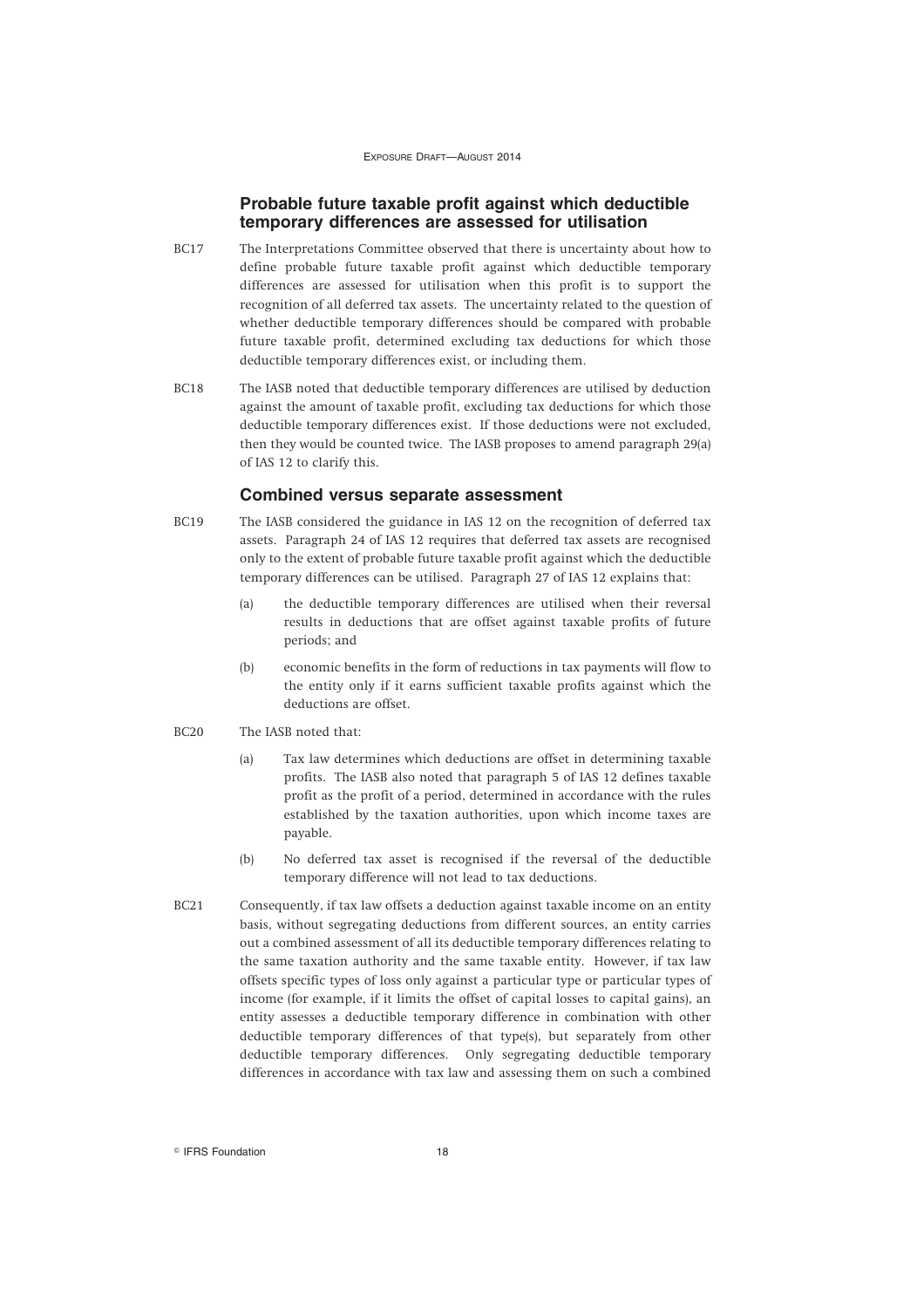### Probable future taxable profit against which deductible temporary differences are assessed for utilisation

BC17 The Interpretations Committee observed that there is uncertainty about how to define probable future taxable profit against which deductible temporary differences are assessed for utilisation when this profit is to support the recognition of all deferred tax assets. The uncertainty related to the question of whether deductible temporary differences should be compared with probable future taxable profit, determined excluding tax deductions for which those deductible temporary differences exist, or including them.

BC18 The IASB noted that deductible temporary differences are utilised by deduction against the amount of taxable profit, excluding tax deductions for which those deductible temporary differences exist. If those deductions were not excluded, then they would be counted twice. The IASB proposes to amend paragraph 29(a) of IAS 12 to clarify this.

### Combined versus separate assessment

BC19 The IASB considered the guidance in IAS 12 on the recognition of deferred tax assets. Paragraph 24 of IAS 12 requires that deferred tax assets are recognised only to the extent of probable future taxable profit against which the deductible temporary differences can be utilised. Paragraph 27 of IAS 12 explains that:

(a) the deductible temporary differences are utilised when their reversal results in deductions that are offset against taxable profits of future periods; and

(b) economic benefits in the form of reductions in tax payments will flow to the entity only if it earns sufficient taxable profits against which the deductions are offset.

BC20 The IASB noted that:

(a) Tax law determines which deductions are offset in determining taxable profits. The IASB also noted that paragraph 5 of IAS 12 defines taxable profit as the profit of a period, determined in accordance with the rules established by the taxation authorities, upon which income taxes are payable.

(b) No deferred tax asset is recognised if the reversal of the deductible temporary difference will not lead to tax deductions.

BC21 Consequently, if tax law offsets a deduction against taxable income on an entity basis, without segregating deductions from different sources, an entity carries out a combined assessment of all its deductible temporary differences relating to the same taxation authority and the same taxable entity. However, if tax law offsets specific types of loss only against a particular type or particular types of income (for example, if it limits the offset of capital losses to capital gains), an entity assesses a deductible temporary difference in combination with other deductible temporary differences of that type(s), but separately from other deductible temporary differences. Only segregating deductible temporary differences in accordance with tax law and assessing them on such a combined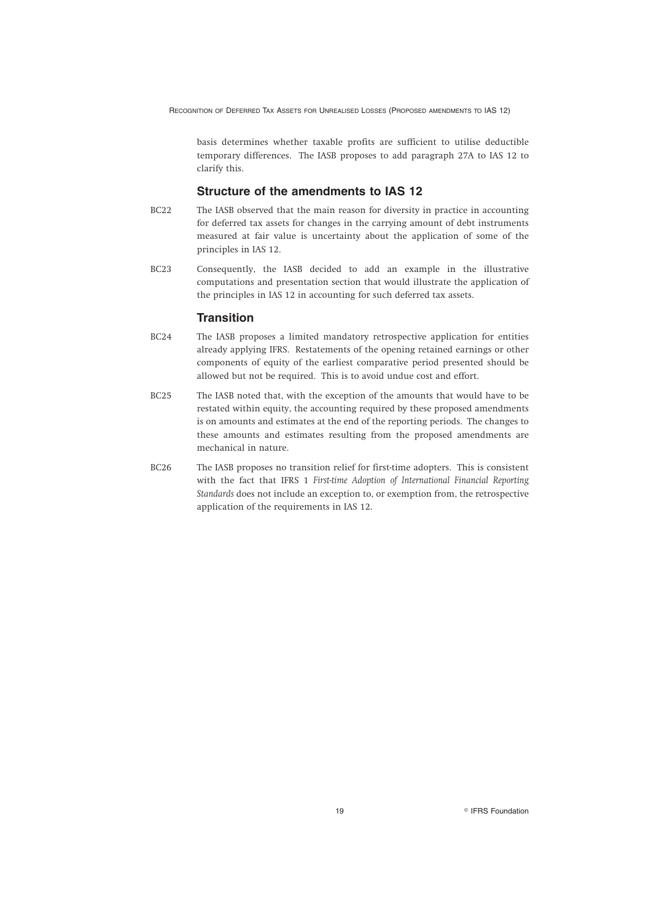basis determines whether taxable profits are sufficient to utilise deductible temporary differences. The IASB proposes to add paragraph 27A to IAS 12 to clarify this.

## Structure of the amendments to IAS 12

BC22 The IASB observed that the main reason for diversity in practice in accounting for deferred tax assets for changes in the carrying amount of debt instruments measured at fair value is uncertainty about the application of some of the principles in IAS 12.

BC23 Consequently, the IASB decided to add an example in the illustrative computations and presentation section that would illustrate the application of the principles in IAS 12 in accounting for such deferred tax assets.

## Transition

BC24 The IASB proposes a limited mandatory retrospective application for entities already applying IFRS. Restatements of the opening retained earnings or other components of equity of the earliest comparative period presented should be allowed but not be required. This is to avoid undue cost and effort.

BC25 The IASB noted that, with the exception of the amounts that would have to be restated within equity, the accounting required by these proposed amendments is on amounts and estimates at the end of the reporting periods. The changes to these amounts and estimates resulting from the proposed amendments are mechanical in nature.

BC26 The IASB proposes no transition relief for first-time adopters. This is consistent with the fact that IFRS 1 *First-time Adoption of International Financial Reporting Standards* does not include an exception to, or exemption from, the retrospective application of the requirements in IAS 12.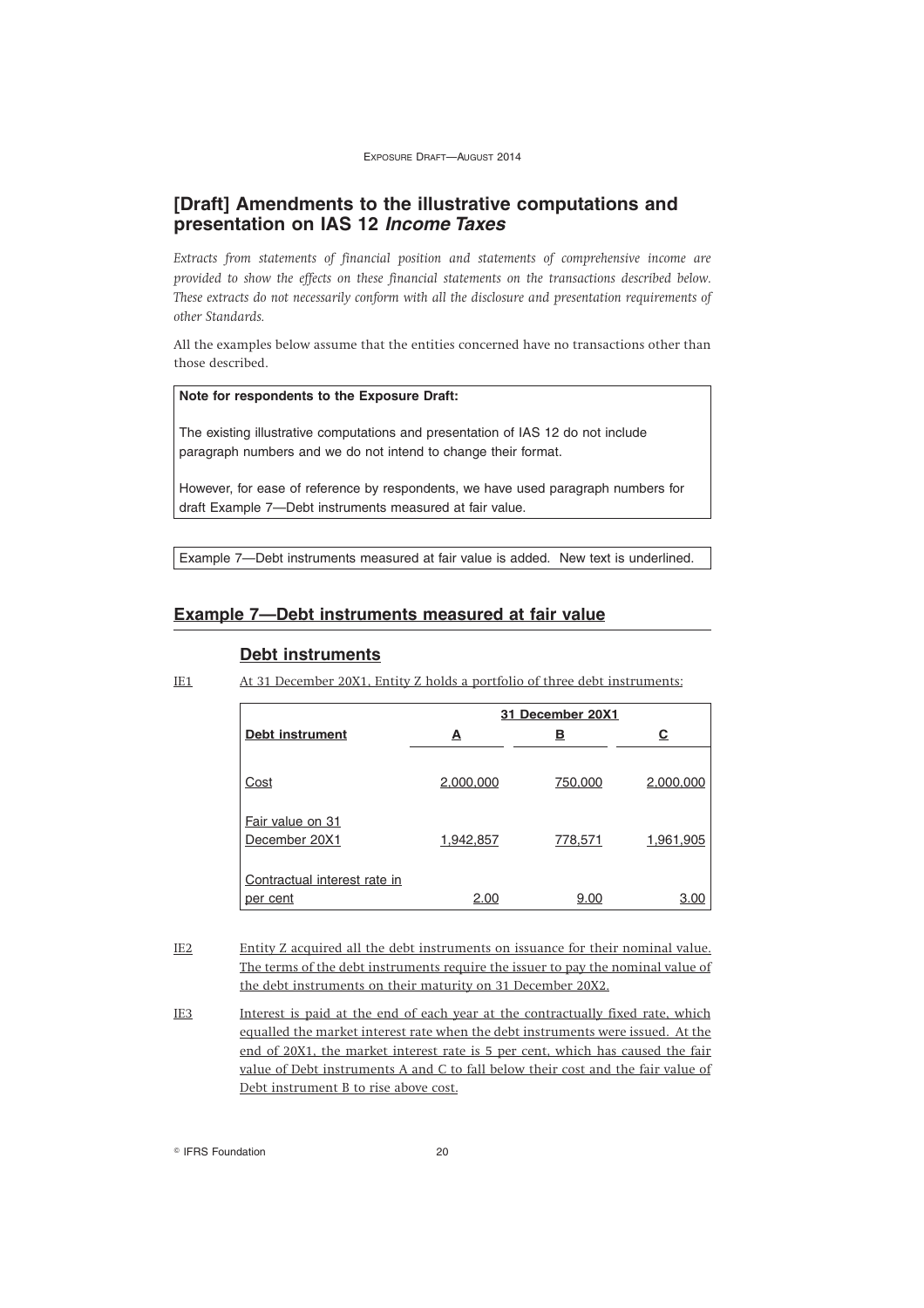## [Draft] Amendments to the illustrative computations and presentation on IAS 12 *Income Taxes*

*Extracts from statements of financial position and statements of comprehensive income are provided to show the effects on these financial statements on the transactions described below. These extracts do not necessarily conform with all the disclosure and presentation requirements of other Standards.*

All the examples below assume that the entities concerned have no transactions other than those described.

> **Note for respondents to the Exposure Draft:**
>
> The existing illustrative computations and presentation of IAS 12 do not include paragraph numbers and we do not intend to change their format.
>
> However, for ease of reference by respondents, we have used paragraph numbers for draft Example 7—Debt instruments measured at fair value.

> Example 7—Debt instruments measured at fair value is added. New text is underlined.

## Example 7—Debt instruments measured at fair value

### Debt instruments

IE1 At 31 December 20X1, Entity Z holds a portfolio of three debt instruments:

| | 31 December 20X1 | | |
|---|---|---|---|
| **Debt instrument** | **A** | **B** | **C** |
| Cost | 2,000,000 | 750,000 | 2,000,000 |
| Fair value on 31 December 20X1 | 1,942,857 | 778,571 | 1,961,905 |
| Contractual interest rate in per cent | 2.00 | 9.00 | 3.00 |

IE2 Entity Z acquired all the debt instruments on issuance for their nominal value. The terms of the debt instruments require the issuer to pay the nominal value of the debt instruments on their maturity on 31 December 20X2.

IE3 Interest is paid at the end of each year at the contractually fixed rate, which equalled the market interest rate when the debt instruments were issued. At the end of 20X1, the market interest rate is 5 per cent, which has caused the fair value of Debt instruments A and C to fall below their cost and the fair value of Debt instrument B to rise above cost.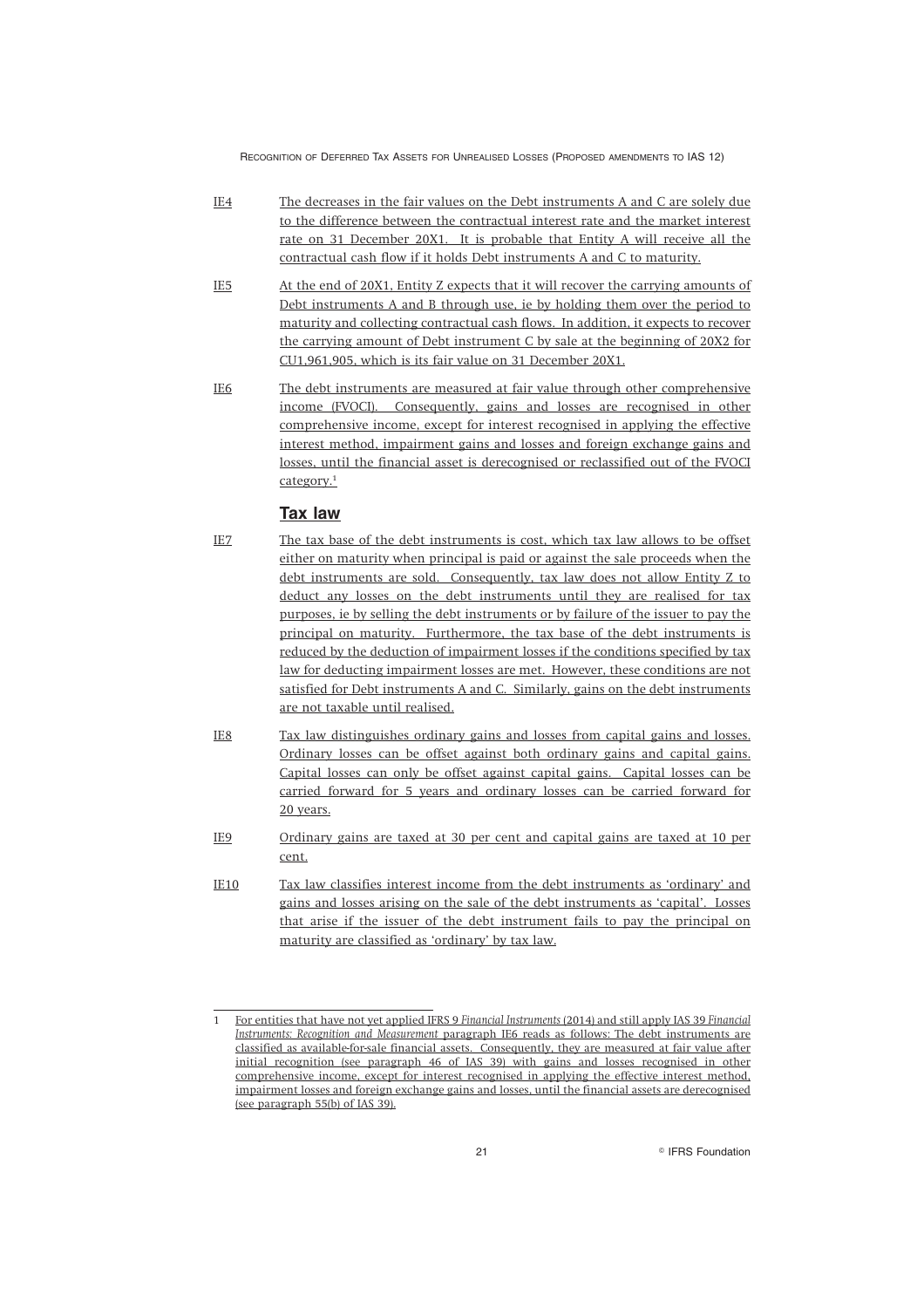IE4 The decreases in the fair values on the Debt instruments A and C are solely due to the difference between the contractual interest rate and the market interest rate on 31 December 20X1. It is probable that Entity A will receive all the contractual cash flow if it holds Debt instruments A and C to maturity.

IE5 At the end of 20X1, Entity Z expects that it will recover the carrying amounts of Debt instruments A and B through use, ie by holding them over the period to maturity and collecting contractual cash flows. In addition, it expects to recover the carrying amount of Debt instrument C by sale at the beginning of 20X2 for CU1,961,905, which is its fair value on 31 December 20X1.

IE6 The debt instruments are measured at fair value through other comprehensive income (FVOCI). Consequently, gains and losses are recognised in other comprehensive income, except for interest recognised in applying the effective interest method, impairment gains and losses and foreign exchange gains and losses, until the financial asset is derecognised or reclassified out of the FVOCI category.[1]

## Tax law

IE7 The tax base of the debt instruments is cost, which tax law allows to be offset either on maturity when principal is paid or against the sale proceeds when the debt instruments are sold. Consequently, tax law does not allow Entity Z to deduct any losses on the debt instruments until they are realised for tax purposes, ie by selling the debt instruments or by failure of the issuer to pay the principal on maturity. Furthermore, the tax base of the debt instruments is reduced by the deduction of impairment losses if the conditions specified by tax law for deducting impairment losses are met. However, these conditions are not satisfied for Debt instruments A and C. Similarly, gains on the debt instruments are not taxable until realised.

IE8 Tax law distinguishes ordinary gains and losses from capital gains and losses. Ordinary losses can be offset against both ordinary gains and capital gains. Capital losses can only be offset against capital gains. Capital losses can be carried forward for 5 years and ordinary losses can be carried forward for 20 years.

IE9 Ordinary gains are taxed at 30 per cent and capital gains are taxed at 10 per cent.

IE10 Tax law classifies interest income from the debt instruments as 'ordinary' and gains and losses arising on the sale of the debt instruments as 'capital'. Losses that arise if the issuer of the debt instrument fails to pay the principal on maturity are classified as 'ordinary' by tax law.

---

1 For entities that have not yet applied IFRS 9 *Financial Instruments* (2014) and still apply IAS 39 *Financial Instruments: Recognition and Measurement* paragraph IE6 reads as follows: The debt instruments are classified as available-for-sale financial assets. Consequently, they are measured at fair value after initial recognition (see paragraph 46 of IAS 39) with gains and losses recognised in other comprehensive income, except for interest recognised in applying the effective interest method, impairment losses and foreign exchange gains and losses, until the financial assets are derecognised (see paragraph 55(b) of IAS 39).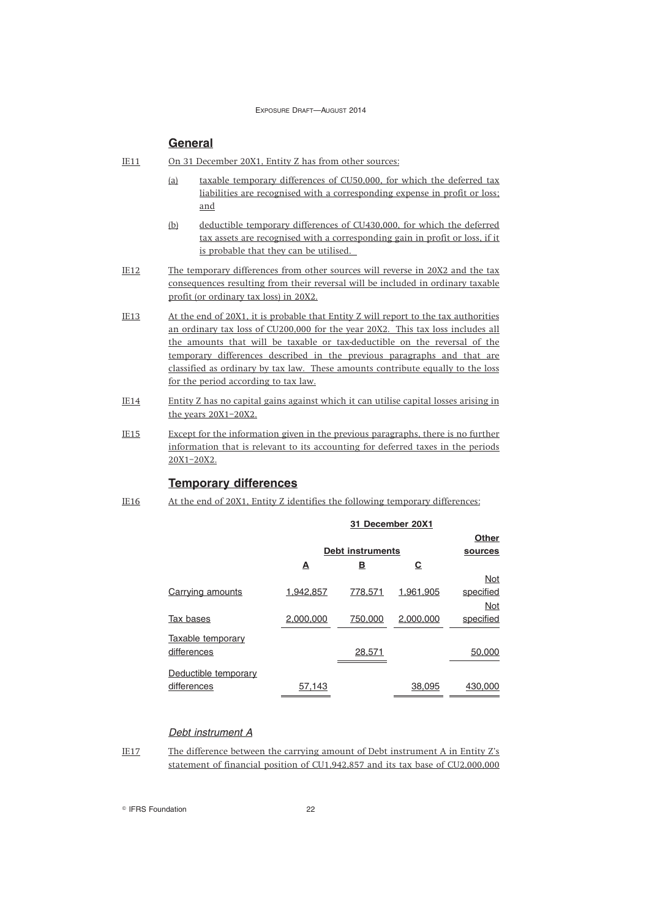## General

IE11 On 31 December 20X1, Entity Z has from other sources:

(a) taxable temporary differences of CU50,000, for which the deferred tax liabilities are recognised with a corresponding expense in profit or loss; and

(b) deductible temporary differences of CU430,000, for which the deferred tax assets are recognised with a corresponding gain in profit or loss, if it is probable that they can be utilised.

IE12 The temporary differences from other sources will reverse in 20X2 and the tax consequences resulting from their reversal will be included in ordinary taxable profit (or ordinary tax loss) in 20X2.

IE13 At the end of 20X1, it is probable that Entity Z will report to the tax authorities an ordinary tax loss of CU200,000 for the year 20X2. This tax loss includes all the amounts that will be taxable or tax-deductible on the reversal of the temporary differences described in the previous paragraphs and that are classified as ordinary by tax law. These amounts contribute equally to the loss for the period according to tax law.

IE14 Entity Z has no capital gains against which it can utilise capital losses arising in the years 20X1–20X2.

IE15 Except for the information given in the previous paragraphs, there is no further information that is relevant to its accounting for deferred taxes in the periods 20X1–20X2.

## Temporary differences

IE16 At the end of 20X1, Entity Z identifies the following temporary differences:

| | 31 December 20X1 | | | |
|---|---|---|---|---|
| | Debt instruments | | | Other sources |
| | A | B | C | |
| Carrying amounts | 1,942,857 | 778,571 | 1,961,905 | Not specified |
| Tax bases | 2,000,000 | 750,000 | 2,000,000 | Not specified |
| Taxable temporary differences | | 28,571 | | 50,000 |
| Deductible temporary differences | 57,143 | | 38,095 | 430,000 |

### *Debt instrument A*

IE17 The difference between the carrying amount of Debt instrument A in Entity Z's statement of financial position of CU1,942,857 and its tax base of CU2,000,000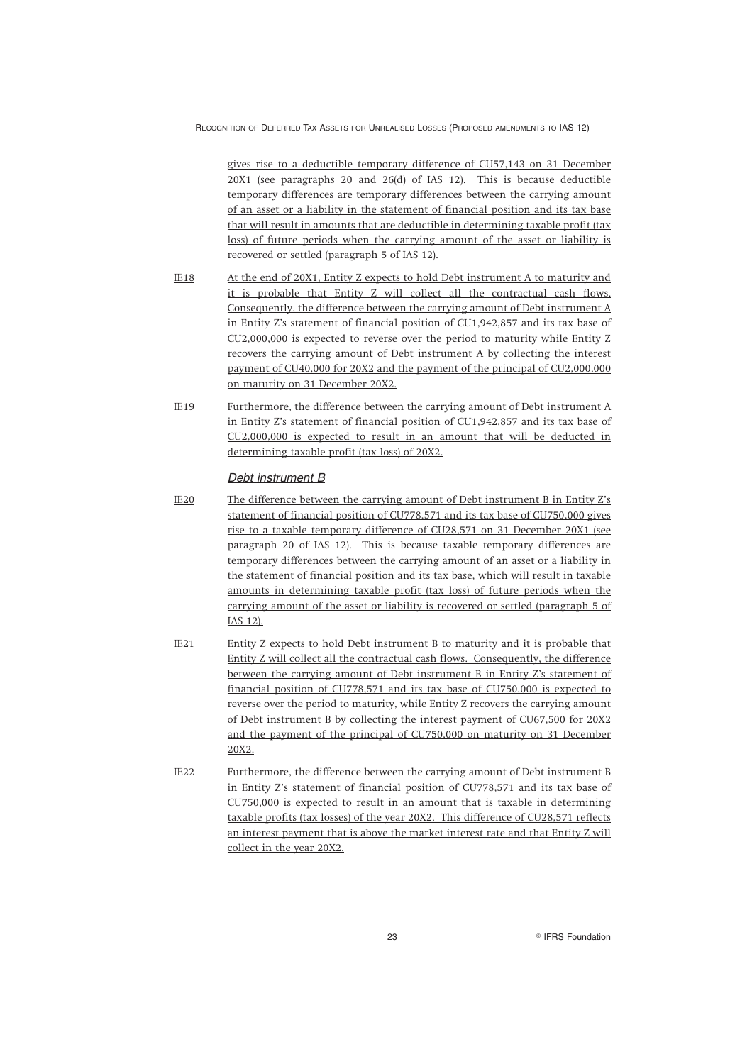gives rise to a deductible temporary difference of CU57,143 on 31 December 20X1 (see paragraphs 20 and 26(d) of IAS 12). This is because deductible temporary differences are temporary differences between the carrying amount of an asset or a liability in the statement of financial position and its tax base that will result in amounts that are deductible in determining taxable profit (tax loss) of future periods when the carrying amount of the asset or liability is recovered or settled (paragraph 5 of IAS 12).

IE18 At the end of 20X1, Entity Z expects to hold Debt instrument A to maturity and it is probable that Entity Z will collect all the contractual cash flows. Consequently, the difference between the carrying amount of Debt instrument A in Entity Z's statement of financial position of CU1,942,857 and its tax base of CU2,000,000 is expected to reverse over the period to maturity while Entity Z recovers the carrying amount of Debt instrument A by collecting the interest payment of CU40,000 for 20X2 and the payment of the principal of CU2,000,000 on maturity on 31 December 20X2.

IE19 Furthermore, the difference between the carrying amount of Debt instrument A in Entity Z's statement of financial position of CU1,942,857 and its tax base of CU2,000,000 is expected to result in an amount that will be deducted in determining taxable profit (tax loss) of 20X2.

### *Debt instrument B*

IE20 The difference between the carrying amount of Debt instrument B in Entity Z's statement of financial position of CU778,571 and its tax base of CU750,000 gives rise to a taxable temporary difference of CU28,571 on 31 December 20X1 (see paragraph 20 of IAS 12). This is because taxable temporary differences are temporary differences between the carrying amount of an asset or a liability in the statement of financial position and its tax base, which will result in taxable amounts in determining taxable profit (tax loss) of future periods when the carrying amount of the asset or liability is recovered or settled (paragraph 5 of IAS 12).

IE21 Entity Z expects to hold Debt instrument B to maturity and it is probable that Entity Z will collect all the contractual cash flows. Consequently, the difference between the carrying amount of Debt instrument B in Entity Z's statement of financial position of CU778,571 and its tax base of CU750,000 is expected to reverse over the period to maturity, while Entity Z recovers the carrying amount of Debt instrument B by collecting the interest payment of CU67,500 for 20X2 and the payment of the principal of CU750,000 on maturity on 31 December 20X2.

IE22 Furthermore, the difference between the carrying amount of Debt instrument B in Entity Z's statement of financial position of CU778,571 and its tax base of CU750,000 is expected to result in an amount that is taxable in determining taxable profits (tax losses) of the year 20X2. This difference of CU28,571 reflects an interest payment that is above the market interest rate and that Entity Z will collect in the year 20X2.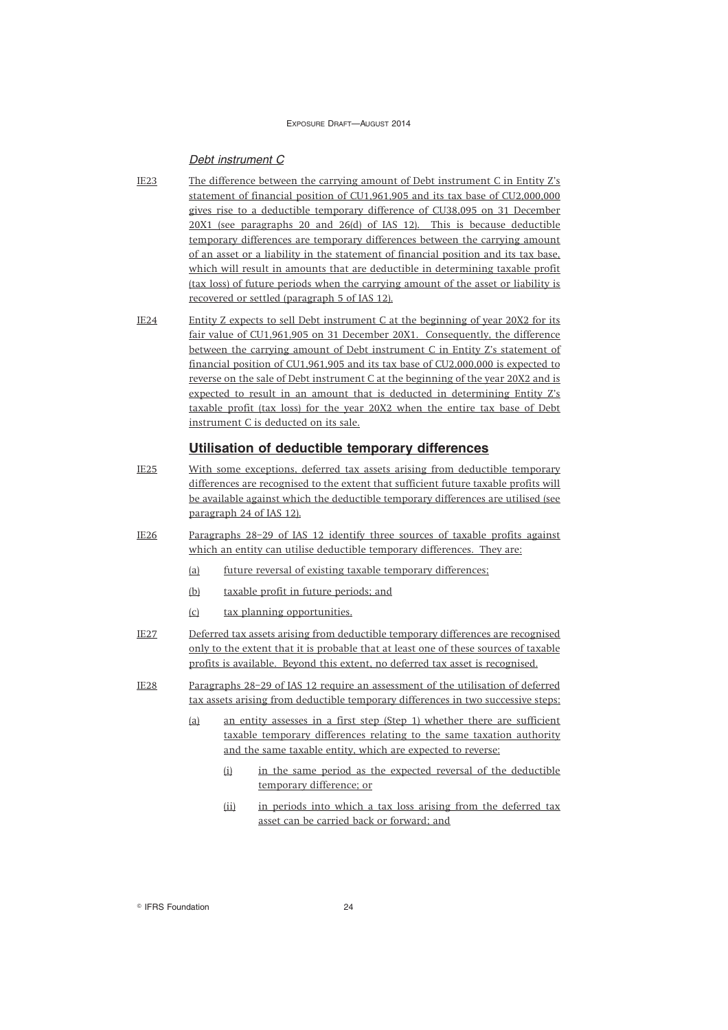*Debt instrument C*

IE23 The difference between the carrying amount of Debt instrument C in Entity Z's statement of financial position of CU1,961,905 and its tax base of CU2,000,000 gives rise to a deductible temporary difference of CU38,095 on 31 December 20X1 (see paragraphs 20 and 26(d) of IAS 12). This is because deductible temporary differences are temporary differences between the carrying amount of an asset or a liability in the statement of financial position and its tax base, which will result in amounts that are deductible in determining taxable profit (tax loss) of future periods when the carrying amount of the asset or liability is recovered or settled (paragraph 5 of IAS 12).

IE24 Entity Z expects to sell Debt instrument C at the beginning of year 20X2 for its fair value of CU1,961,905 on 31 December 20X1. Consequently, the difference between the carrying amount of Debt instrument C in Entity Z's statement of financial position of CU1,961,905 and its tax base of CU2,000,000 is expected to reverse on the sale of Debt instrument C at the beginning of the year 20X2 and is expected to result in an amount that is deducted in determining Entity Z's taxable profit (tax loss) for the year 20X2 when the entire tax base of Debt instrument C is deducted on its sale.

## Utilisation of deductible temporary differences

IE25 With some exceptions, deferred tax assets arising from deductible temporary differences are recognised to the extent that sufficient future taxable profits will be available against which the deductible temporary differences are utilised (see paragraph 24 of IAS 12).

IE26 Paragraphs 28–29 of IAS 12 identify three sources of taxable profits against which an entity can utilise deductible temporary differences. They are:

(a) future reversal of existing taxable temporary differences;

(b) taxable profit in future periods; and

(c) tax planning opportunities.

IE27 Deferred tax assets arising from deductible temporary differences are recognised only to the extent that it is probable that at least one of these sources of taxable profits is available. Beyond this extent, no deferred tax asset is recognised.

IE28 Paragraphs 28–29 of IAS 12 require an assessment of the utilisation of deferred tax assets arising from deductible temporary differences in two successive steps:

(a) an entity assesses in a first step (Step 1) whether there are sufficient taxable temporary differences relating to the same taxation authority and the same taxable entity, which are expected to reverse:

  (i) in the same period as the expected reversal of the deductible temporary difference; or

  (ii) in periods into which a tax loss arising from the deferred tax asset can be carried back or forward; and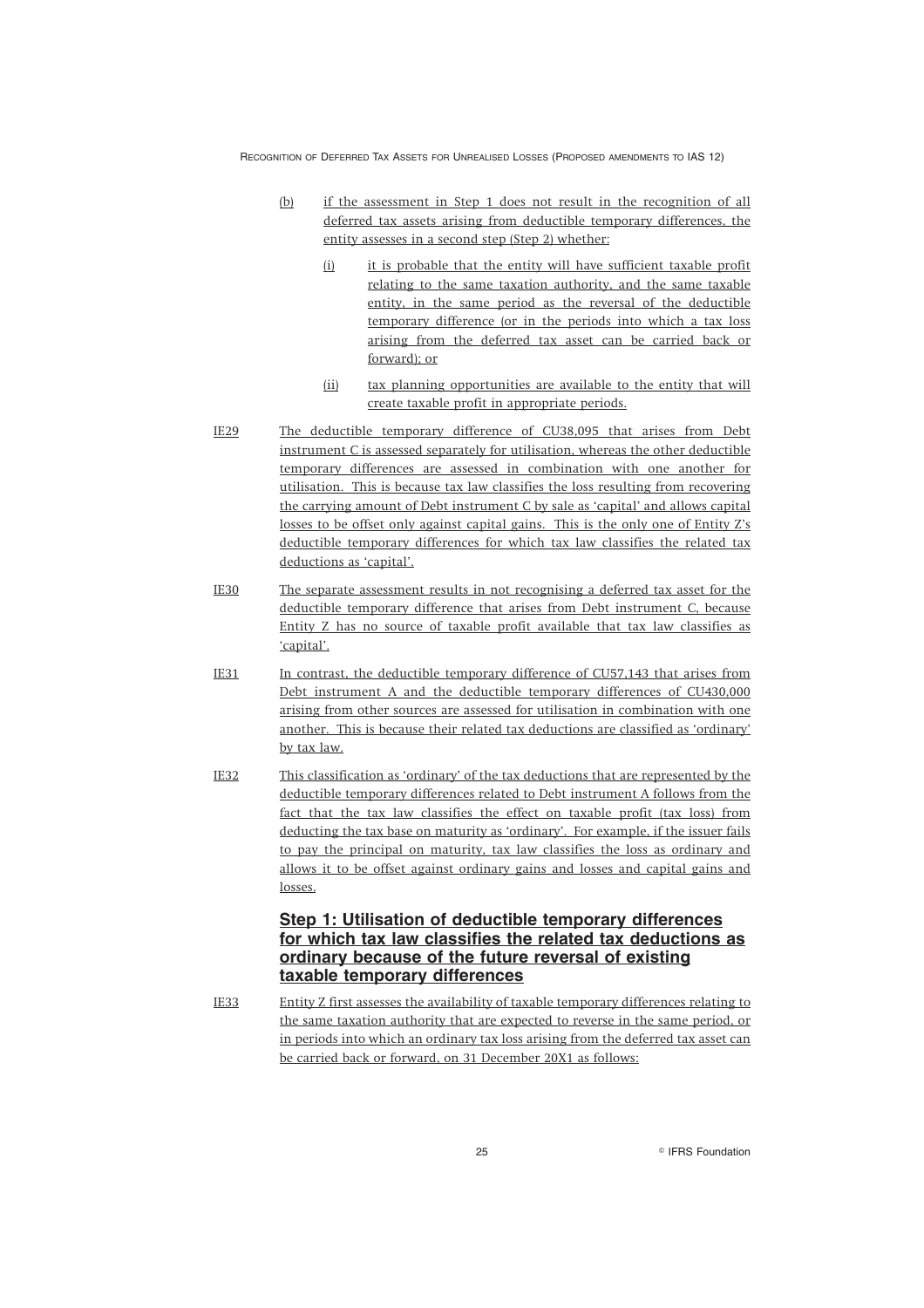(b) if the assessment in Step 1 does not result in the recognition of all deferred tax assets arising from deductible temporary differences, the entity assesses in a second step (Step 2) whether:

    (i) it is probable that the entity will have sufficient taxable profit relating to the same taxation authority, and the same taxable entity, in the same period as the reversal of the deductible temporary difference (or in the periods into which a tax loss arising from the deferred tax asset can be carried back or forward); or

    (ii) tax planning opportunities are available to the entity that will create taxable profit in appropriate periods.

IE29 The deductible temporary difference of CU38,095 that arises from Debt instrument C is assessed separately for utilisation, whereas the other deductible temporary differences are assessed in combination with one another for utilisation. This is because tax law classifies the loss resulting from recovering the carrying amount of Debt instrument C by sale as 'capital' and allows capital losses to be offset only against capital gains. This is the only one of Entity Z's deductible temporary differences for which tax law classifies the related tax deductions as 'capital'.

IE30 The separate assessment results in not recognising a deferred tax asset for the deductible temporary difference that arises from Debt instrument C, because Entity Z has no source of taxable profit available that tax law classifies as 'capital'.

IE31 In contrast, the deductible temporary difference of CU57,143 that arises from Debt instrument A and the deductible temporary differences of CU430,000 arising from other sources are assessed for utilisation in combination with one another. This is because their related tax deductions are classified as 'ordinary' by tax law.

IE32 This classification as 'ordinary' of the tax deductions that are represented by the deductible temporary differences related to Debt instrument A follows from the fact that the tax law classifies the effect on taxable profit (tax loss) from deducting the tax base on maturity as 'ordinary'. For example, if the issuer fails to pay the principal on maturity, tax law classifies the loss as ordinary and allows it to be offset against ordinary gains and losses and capital gains and losses.

### Step 1: Utilisation of deductible temporary differences for which tax law classifies the related tax deductions as ordinary because of the future reversal of existing taxable temporary differences

IE33 Entity Z first assesses the availability of taxable temporary differences relating to the same taxation authority that are expected to reverse in the same period, or in periods into which an ordinary tax loss arising from the deferred tax asset can be carried back or forward, on 31 December 20X1 as follows: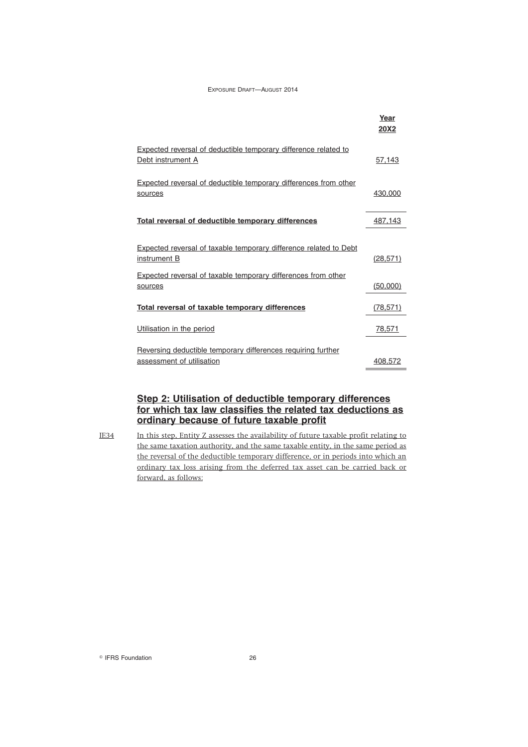| | Year 20X2 |
|---|---|
| Expected reversal of deductible temporary difference related to Debt instrument A | 57,143 |
| Expected reversal of deductible temporary differences from other sources | 430,000 |
| **Total reversal of deductible temporary differences** | 487,143 |
| Expected reversal of taxable temporary difference related to Debt instrument B | (28,571) |
| Expected reversal of taxable temporary differences from other sources | (50,000) |
| **Total reversal of taxable temporary differences** | (78,571) |
| Utilisation in the period | 78,571 |
| Reversing deductible temporary differences requiring further assessment of utilisation | 408,572 |

### Step 2: Utilisation of deductible temporary differences for which tax law classifies the related tax deductions as ordinary because of future taxable profit

IE34 In this step, Entity Z assesses the availability of future taxable profit relating to the same taxation authority, and the same taxable entity, in the same period as the reversal of the deductible temporary difference, or in periods into which an ordinary tax loss arising from the deferred tax asset can be carried back or forward, as follows: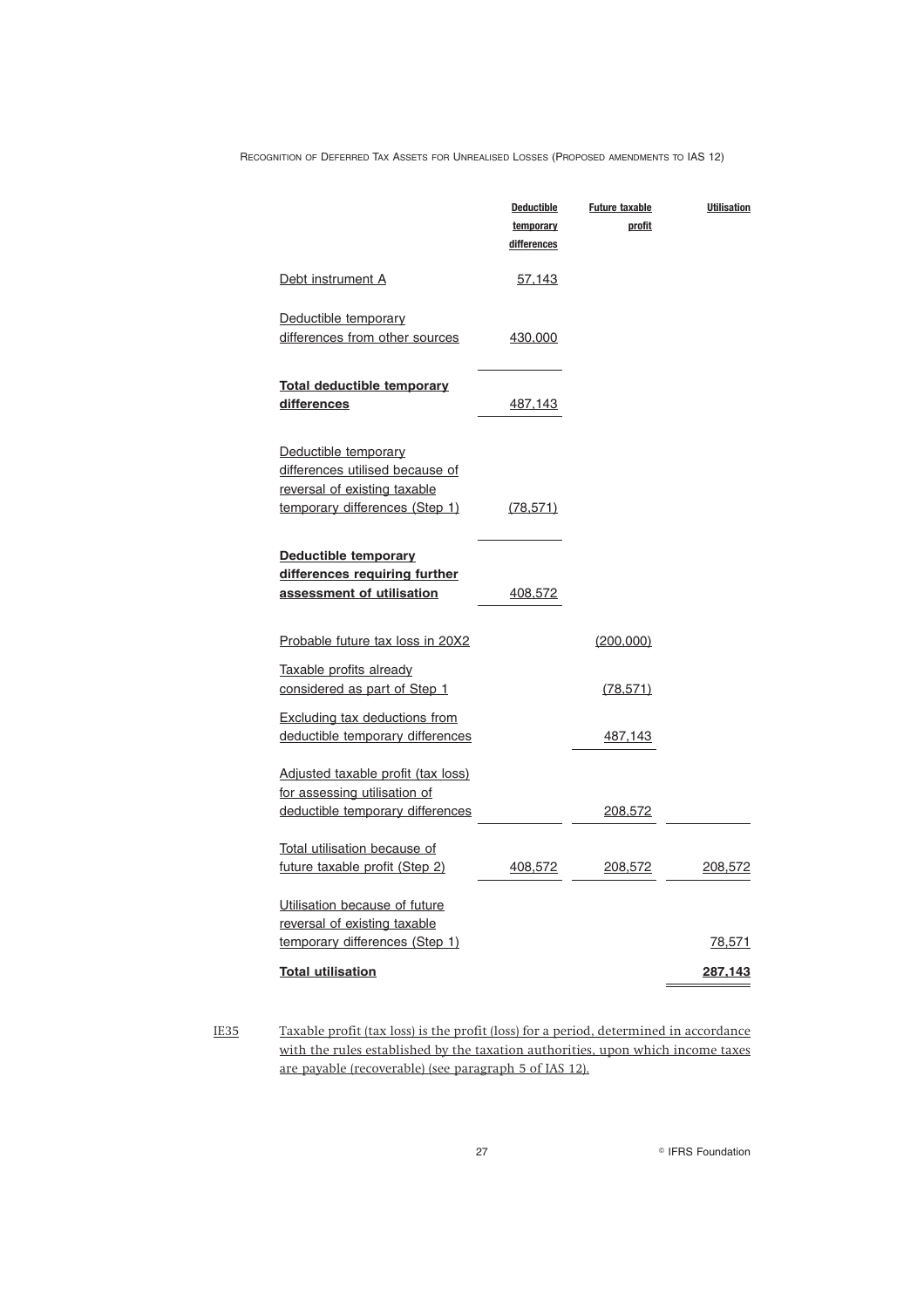| | Deductible temporary differences | Future taxable profit | Utilisation |
|---|---|---|---|
| Debt instrument A | 57,143 | | |
| Deductible temporary differences from other sources | 430,000 | | |
| **Total deductible temporary differences** | 487,143 | | |
| Deductible temporary differences utilised because of reversal of existing taxable temporary differences (Step 1) | (78,571) | | |
| **Deductible temporary differences requiring further assessment of utilisation** | 408,572 | | |
| Probable future tax loss in 20X2 | | (200,000) | |
| Taxable profits already considered as part of Step 1 | | (78,571) | |
| Excluding tax deductions from deductible temporary differences | | 487,143 | |
| Adjusted taxable profit (tax loss) for assessing utilisation of deductible temporary differences | | 208,572 | |
| Total utilisation because of future taxable profit (Step 2) | 408,572 | 208,572 | 208,572 |
| Utilisation because of future reversal of existing taxable temporary differences (Step 1) | | | 78,571 |
| **Total utilisation** | | | **287,143** |

IE35 Taxable profit (tax loss) is the profit (loss) for a period, determined in accordance with the rules established by the taxation authorities, upon which income taxes are payable (recoverable) (see paragraph 5 of IAS 12).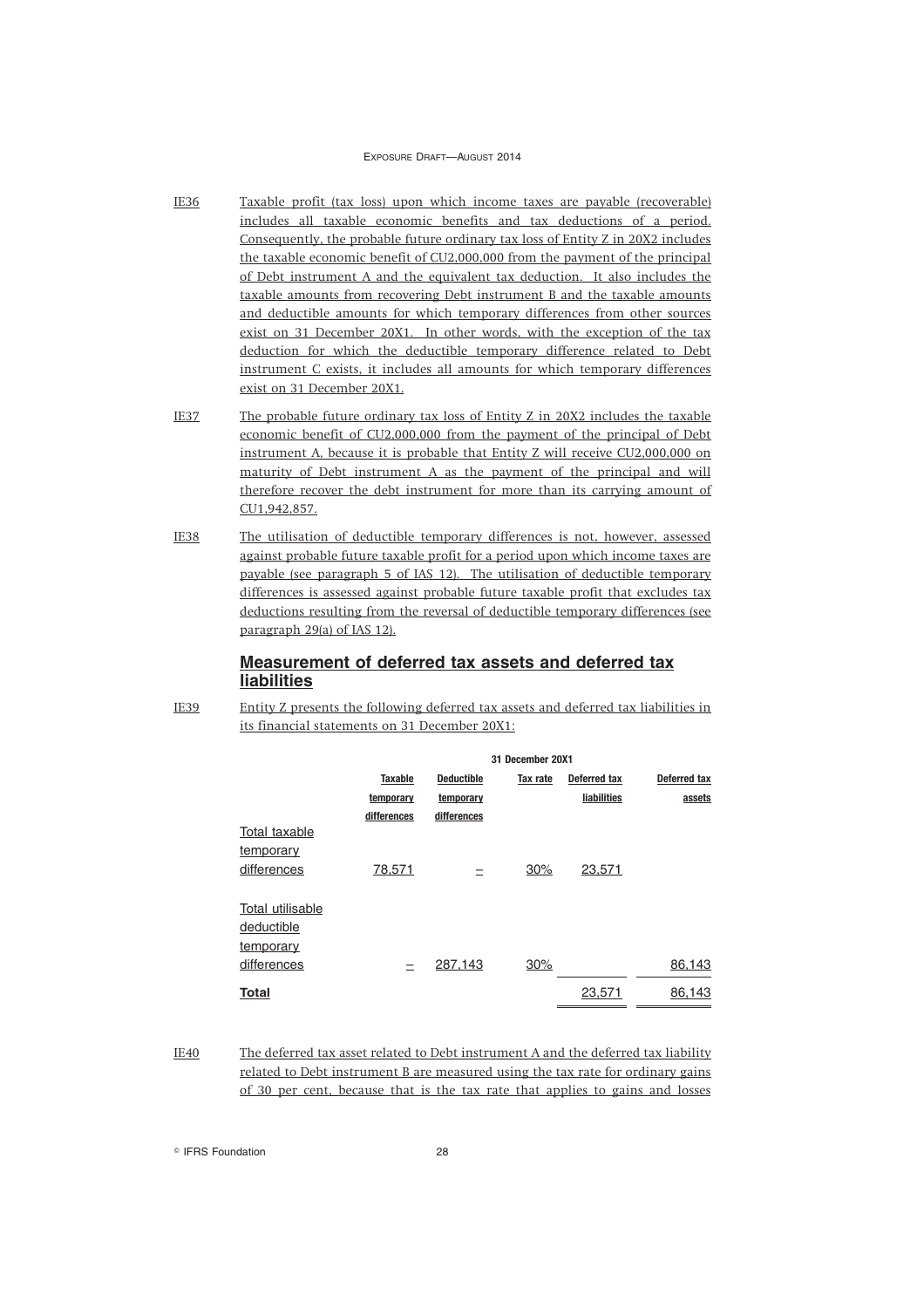IE36 Taxable profit (tax loss) upon which income taxes are payable (recoverable) includes all taxable economic benefits and tax deductions of a period. Consequently, the probable future ordinary tax loss of Entity Z in 20X2 includes the taxable economic benefit of CU2,000,000 from the payment of the principal of Debt instrument A and the equivalent tax deduction. It also includes the taxable amounts from recovering Debt instrument B and the taxable amounts and deductible amounts for which temporary differences from other sources exist on 31 December 20X1. In other words, with the exception of the tax deduction for which the deductible temporary difference related to Debt instrument C exists, it includes all amounts for which temporary differences exist on 31 December 20X1.

IE37 The probable future ordinary tax loss of Entity Z in 20X2 includes the taxable economic benefit of CU2,000,000 from the payment of the principal of Debt instrument A, because it is probable that Entity Z will receive CU2,000,000 on maturity of Debt instrument A as the payment of the principal and will therefore recover the debt instrument for more than its carrying amount of CU1,942,857.

IE38 The utilisation of deductible temporary differences is not, however, assessed against probable future taxable profit for a period upon which income taxes are payable (see paragraph 5 of IAS 12). The utilisation of deductible temporary differences is assessed against probable future taxable profit that excludes tax deductions resulting from the reversal of deductible temporary differences (see paragraph 29(a) of IAS 12).

## Measurement of deferred tax assets and deferred tax liabilities

IE39 Entity Z presents the following deferred tax assets and deferred tax liabilities in its financial statements on 31 December 20X1:

| | 31 December 20X1 | | | | |
|---|---|---|---|---|---|
| | Taxable temporary differences | Deductible temporary differences | Tax rate | Deferred tax liabilities | Deferred tax assets |
| Total taxable temporary differences | 78,571 | – | 30% | 23,571 | |
| Total utilisable deductible temporary differences | – | 287,143 | 30% | | 86,143 |
| **Total** | | | | 23,571 | 86,143 |

IE40 The deferred tax asset related to Debt instrument A and the deferred tax liability related to Debt instrument B are measured using the tax rate for ordinary gains of 30 per cent, because that is the tax rate that applies to gains and losses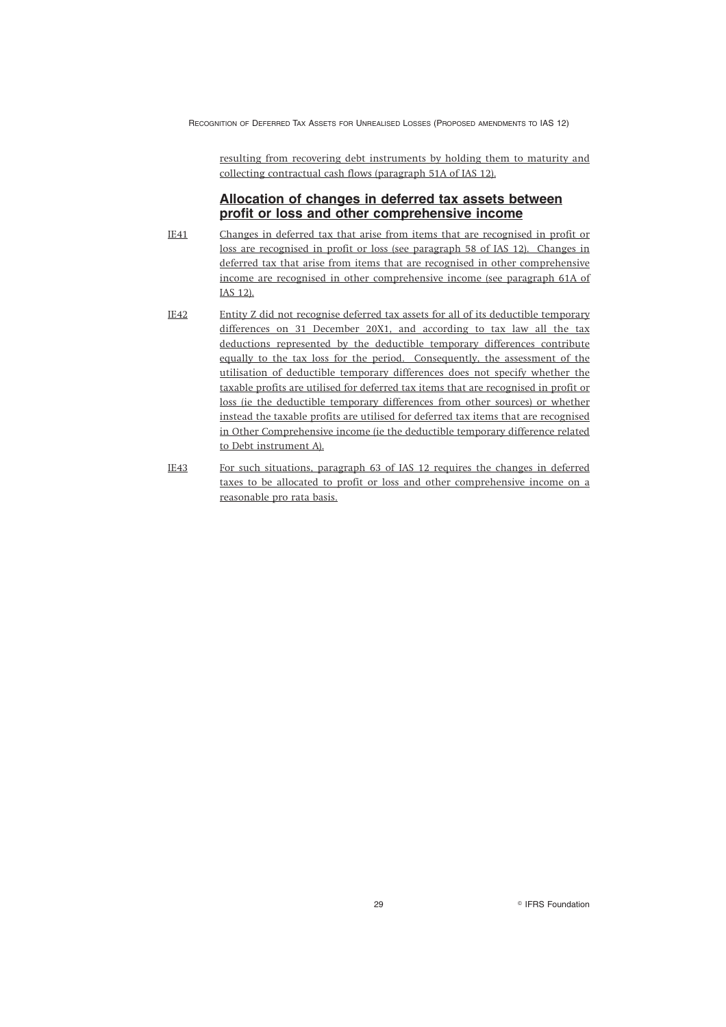resulting from recovering debt instruments by holding them to maturity and collecting contractual cash flows (paragraph 51A of IAS 12).

## Allocation of changes in deferred tax assets between profit or loss and other comprehensive income

IE41 Changes in deferred tax that arise from items that are recognised in profit or loss are recognised in profit or loss (see paragraph 58 of IAS 12). Changes in deferred tax that arise from items that are recognised in other comprehensive income are recognised in other comprehensive income (see paragraph 61A of IAS 12).

IE42 Entity Z did not recognise deferred tax assets for all of its deductible temporary differences on 31 December 20X1, and according to tax law all the tax deductions represented by the deductible temporary differences contribute equally to the tax loss for the period. Consequently, the assessment of the utilisation of deductible temporary differences does not specify whether the taxable profits are utilised for deferred tax items that are recognised in profit or loss (ie the deductible temporary differences from other sources) or whether instead the taxable profits are utilised for deferred tax items that are recognised in Other Comprehensive income (ie the deductible temporary difference related to Debt instrument A).

IE43 For such situations, paragraph 63 of IAS 12 requires the changes in deferred taxes to be allocated to profit or loss and other comprehensive income on a reasonable pro rata basis.